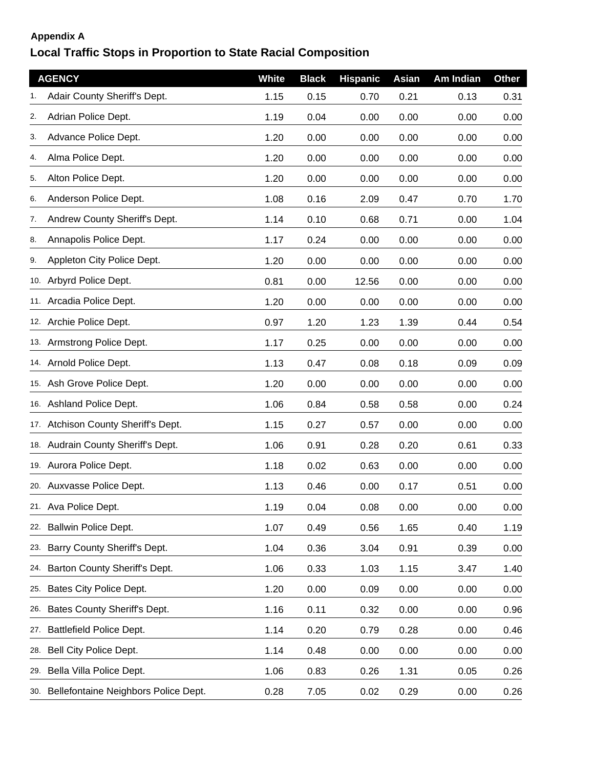**Appendix A**

## Local Traffic Stops in Proportion to State Racial Composition

| | AGENCY | White | Black | Hispanic | Asian | Am Indian | Other |
|---|---|---|---|---|---|---|---|
| 1. | Adair County Sheriff's Dept. | 1.15 | 0.15 | 0.70 | 0.21 | 0.13 | 0.31 |
| 2. | Adrian Police Dept. | 1.19 | 0.04 | 0.00 | 0.00 | 0.00 | 0.00 |
| 3. | Advance Police Dept. | 1.20 | 0.00 | 0.00 | 0.00 | 0.00 | 0.00 |
| 4. | Alma Police Dept. | 1.20 | 0.00 | 0.00 | 0.00 | 0.00 | 0.00 |
| 5. | Alton Police Dept. | 1.20 | 0.00 | 0.00 | 0.00 | 0.00 | 0.00 |
| 6. | Anderson Police Dept. | 1.08 | 0.16 | 2.09 | 0.47 | 0.70 | 1.70 |
| 7. | Andrew County Sheriff's Dept. | 1.14 | 0.10 | 0.68 | 0.71 | 0.00 | 1.04 |
| 8. | Annapolis Police Dept. | 1.17 | 0.24 | 0.00 | 0.00 | 0.00 | 0.00 |
| 9. | Appleton City Police Dept. | 1.20 | 0.00 | 0.00 | 0.00 | 0.00 | 0.00 |
| 10. | Arbyrd Police Dept. | 0.81 | 0.00 | 12.56 | 0.00 | 0.00 | 0.00 |
| 11. | Arcadia Police Dept. | 1.20 | 0.00 | 0.00 | 0.00 | 0.00 | 0.00 |
| 12. | Archie Police Dept. | 0.97 | 1.20 | 1.23 | 1.39 | 0.44 | 0.54 |
| 13. | Armstrong Police Dept. | 1.17 | 0.25 | 0.00 | 0.00 | 0.00 | 0.00 |
| 14. | Arnold Police Dept. | 1.13 | 0.47 | 0.08 | 0.18 | 0.09 | 0.09 |
| 15. | Ash Grove Police Dept. | 1.20 | 0.00 | 0.00 | 0.00 | 0.00 | 0.00 |
| 16. | Ashland Police Dept. | 1.06 | 0.84 | 0.58 | 0.58 | 0.00 | 0.24 |
| 17. | Atchison County Sheriff's Dept. | 1.15 | 0.27 | 0.57 | 0.00 | 0.00 | 0.00 |
| 18. | Audrain County Sheriff's Dept. | 1.06 | 0.91 | 0.28 | 0.20 | 0.61 | 0.33 |
| 19. | Aurora Police Dept. | 1.18 | 0.02 | 0.63 | 0.00 | 0.00 | 0.00 |
| 20. | Auxvasse Police Dept. | 1.13 | 0.46 | 0.00 | 0.17 | 0.51 | 0.00 |
| 21. | Ava Police Dept. | 1.19 | 0.04 | 0.08 | 0.00 | 0.00 | 0.00 |
| 22. | Ballwin Police Dept. | 1.07 | 0.49 | 0.56 | 1.65 | 0.40 | 1.19 |
| 23. | Barry County Sheriff's Dept. | 1.04 | 0.36 | 3.04 | 0.91 | 0.39 | 0.00 |
| 24. | Barton County Sheriff's Dept. | 1.06 | 0.33 | 1.03 | 1.15 | 3.47 | 1.40 |
| 25. | Bates City Police Dept. | 1.20 | 0.00 | 0.09 | 0.00 | 0.00 | 0.00 |
| 26. | Bates County Sheriff's Dept. | 1.16 | 0.11 | 0.32 | 0.00 | 0.00 | 0.96 |
| 27. | Battlefield Police Dept. | 1.14 | 0.20 | 0.79 | 0.28 | 0.00 | 0.46 |
| 28. | Bell City Police Dept. | 1.14 | 0.48 | 0.00 | 0.00 | 0.00 | 0.00 |
| 29. | Bella Villa Police Dept. | 1.06 | 0.83 | 0.26 | 1.31 | 0.05 | 0.26 |
| 30. | Bellefontaine Neighbors Police Dept. | 0.28 | 7.05 | 0.02 | 0.29 | 0.00 | 0.26 |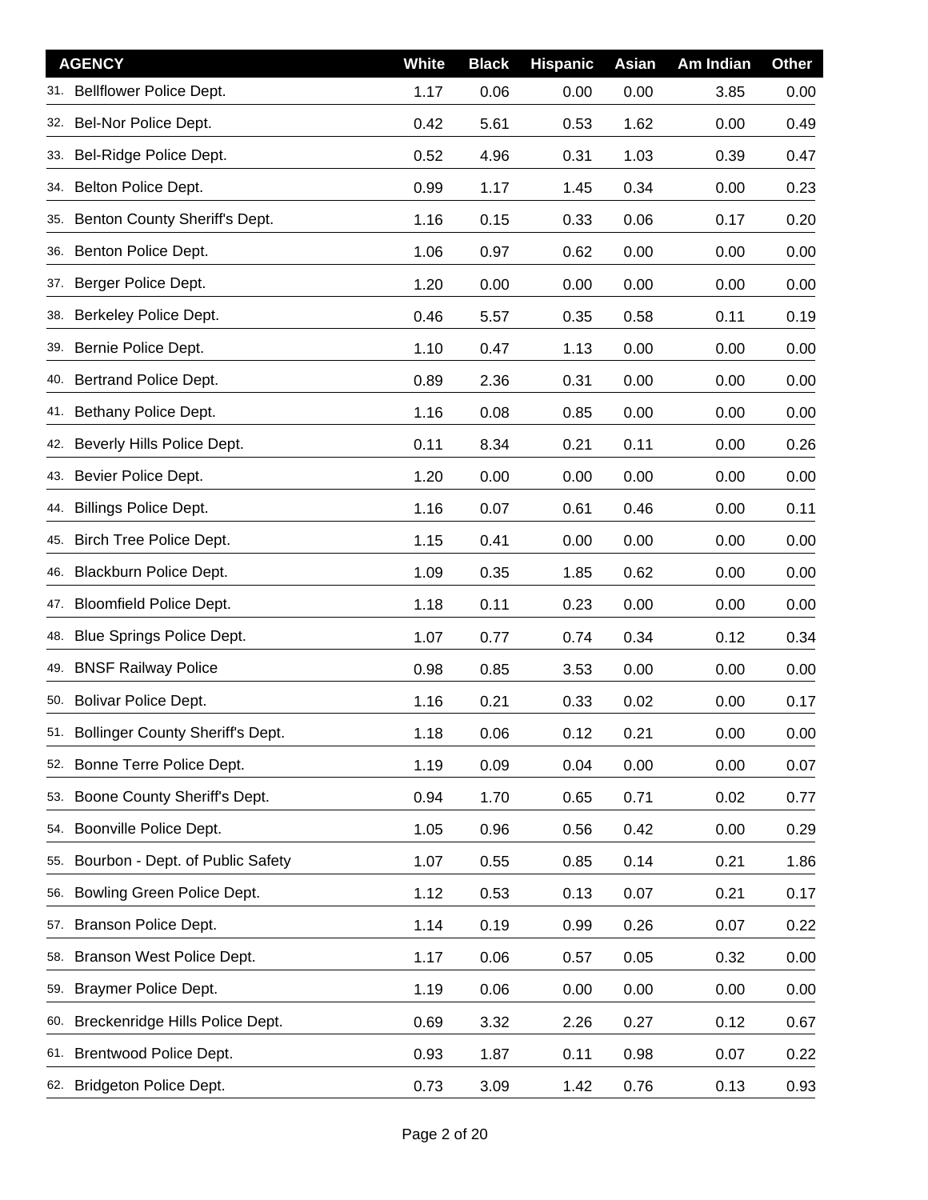| | AGENCY | White | Black | Hispanic | Asian | Am Indian | Other |
|---|---|---|---|---|---|---|---|
| 31. | Bellflower Police Dept. | 1.17 | 0.06 | 0.00 | 0.00 | 3.85 | 0.00 |
| 32. | Bel-Nor Police Dept. | 0.42 | 5.61 | 0.53 | 1.62 | 0.00 | 0.49 |
| 33. | Bel-Ridge Police Dept. | 0.52 | 4.96 | 0.31 | 1.03 | 0.39 | 0.47 |
| 34. | Belton Police Dept. | 0.99 | 1.17 | 1.45 | 0.34 | 0.00 | 0.23 |
| 35. | Benton County Sheriff's Dept. | 1.16 | 0.15 | 0.33 | 0.06 | 0.17 | 0.20 |
| 36. | Benton Police Dept. | 1.06 | 0.97 | 0.62 | 0.00 | 0.00 | 0.00 |
| 37. | Berger Police Dept. | 1.20 | 0.00 | 0.00 | 0.00 | 0.00 | 0.00 |
| 38. | Berkeley Police Dept. | 0.46 | 5.57 | 0.35 | 0.58 | 0.11 | 0.19 |
| 39. | Bernie Police Dept. | 1.10 | 0.47 | 1.13 | 0.00 | 0.00 | 0.00 |
| 40. | Bertrand Police Dept. | 0.89 | 2.36 | 0.31 | 0.00 | 0.00 | 0.00 |
| 41. | Bethany Police Dept. | 1.16 | 0.08 | 0.85 | 0.00 | 0.00 | 0.00 |
| 42. | Beverly Hills Police Dept. | 0.11 | 8.34 | 0.21 | 0.11 | 0.00 | 0.26 |
| 43. | Bevier Police Dept. | 1.20 | 0.00 | 0.00 | 0.00 | 0.00 | 0.00 |
| 44. | Billings Police Dept. | 1.16 | 0.07 | 0.61 | 0.46 | 0.00 | 0.11 |
| 45. | Birch Tree Police Dept. | 1.15 | 0.41 | 0.00 | 0.00 | 0.00 | 0.00 |
| 46. | Blackburn Police Dept. | 1.09 | 0.35 | 1.85 | 0.62 | 0.00 | 0.00 |
| 47. | Bloomfield Police Dept. | 1.18 | 0.11 | 0.23 | 0.00 | 0.00 | 0.00 |
| 48. | Blue Springs Police Dept. | 1.07 | 0.77 | 0.74 | 0.34 | 0.12 | 0.34 |
| 49. | BNSF Railway Police | 0.98 | 0.85 | 3.53 | 0.00 | 0.00 | 0.00 |
| 50. | Bolivar Police Dept. | 1.16 | 0.21 | 0.33 | 0.02 | 0.00 | 0.17 |
| 51. | Bollinger County Sheriff's Dept. | 1.18 | 0.06 | 0.12 | 0.21 | 0.00 | 0.00 |
| 52. | Bonne Terre Police Dept. | 1.19 | 0.09 | 0.04 | 0.00 | 0.00 | 0.07 |
| 53. | Boone County Sheriff's Dept. | 0.94 | 1.70 | 0.65 | 0.71 | 0.02 | 0.77 |
| 54. | Boonville Police Dept. | 1.05 | 0.96 | 0.56 | 0.42 | 0.00 | 0.29 |
| 55. | Bourbon - Dept. of Public Safety | 1.07 | 0.55 | 0.85 | 0.14 | 0.21 | 1.86 |
| 56. | Bowling Green Police Dept. | 1.12 | 0.53 | 0.13 | 0.07 | 0.21 | 0.17 |
| 57. | Branson Police Dept. | 1.14 | 0.19 | 0.99 | 0.26 | 0.07 | 0.22 |
| 58. | Branson West Police Dept. | 1.17 | 0.06 | 0.57 | 0.05 | 0.32 | 0.00 |
| 59. | Braymer Police Dept. | 1.19 | 0.06 | 0.00 | 0.00 | 0.00 | 0.00 |
| 60. | Breckenridge Hills Police Dept. | 0.69 | 3.32 | 2.26 | 0.27 | 0.12 | 0.67 |
| 61. | Brentwood Police Dept. | 0.93 | 1.87 | 0.11 | 0.98 | 0.07 | 0.22 |
| 62. | Bridgeton Police Dept. | 0.73 | 3.09 | 1.42 | 0.76 | 0.13 | 0.93 |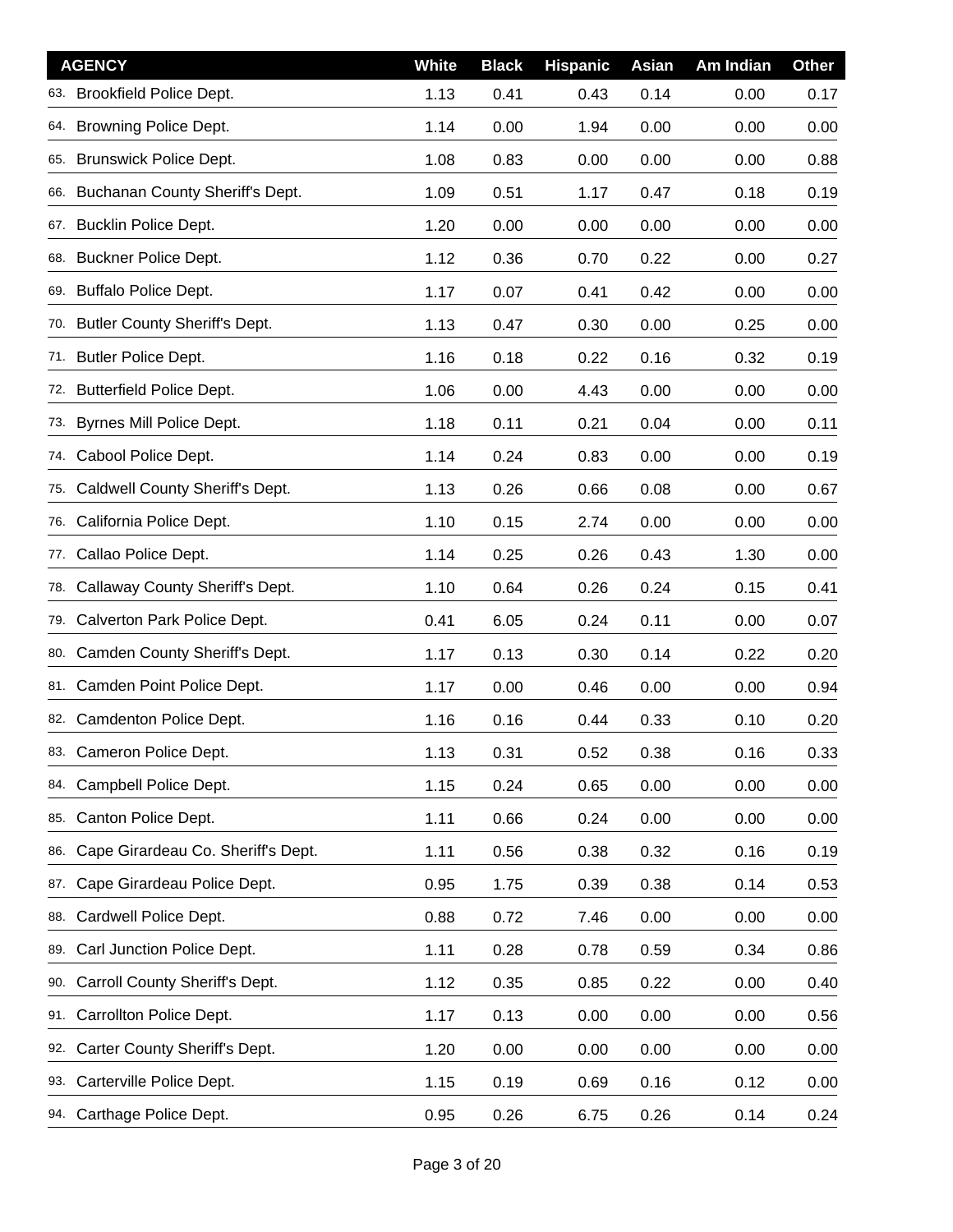| AGENCY | White | Black | Hispanic | Asian | Am Indian | Other |
|---|---|---|---|---|---|---|
| 63. Brookfield Police Dept. | 1.13 | 0.41 | 0.43 | 0.14 | 0.00 | 0.17 |
| 64. Browning Police Dept. | 1.14 | 0.00 | 1.94 | 0.00 | 0.00 | 0.00 |
| 65. Brunswick Police Dept. | 1.08 | 0.83 | 0.00 | 0.00 | 0.00 | 0.88 |
| 66. Buchanan County Sheriff's Dept. | 1.09 | 0.51 | 1.17 | 0.47 | 0.18 | 0.19 |
| 67. Bucklin Police Dept. | 1.20 | 0.00 | 0.00 | 0.00 | 0.00 | 0.00 |
| 68. Buckner Police Dept. | 1.12 | 0.36 | 0.70 | 0.22 | 0.00 | 0.27 |
| 69. Buffalo Police Dept. | 1.17 | 0.07 | 0.41 | 0.42 | 0.00 | 0.00 |
| 70. Butler County Sheriff's Dept. | 1.13 | 0.47 | 0.30 | 0.00 | 0.25 | 0.00 |
| 71. Butler Police Dept. | 1.16 | 0.18 | 0.22 | 0.16 | 0.32 | 0.19 |
| 72. Butterfield Police Dept. | 1.06 | 0.00 | 4.43 | 0.00 | 0.00 | 0.00 |
| 73. Byrnes Mill Police Dept. | 1.18 | 0.11 | 0.21 | 0.04 | 0.00 | 0.11 |
| 74. Cabool Police Dept. | 1.14 | 0.24 | 0.83 | 0.00 | 0.00 | 0.19 |
| 75. Caldwell County Sheriff's Dept. | 1.13 | 0.26 | 0.66 | 0.08 | 0.00 | 0.67 |
| 76. California Police Dept. | 1.10 | 0.15 | 2.74 | 0.00 | 0.00 | 0.00 |
| 77. Callao Police Dept. | 1.14 | 0.25 | 0.26 | 0.43 | 1.30 | 0.00 |
| 78. Callaway County Sheriff's Dept. | 1.10 | 0.64 | 0.26 | 0.24 | 0.15 | 0.41 |
| 79. Calverton Park Police Dept. | 0.41 | 6.05 | 0.24 | 0.11 | 0.00 | 0.07 |
| 80. Camden County Sheriff's Dept. | 1.17 | 0.13 | 0.30 | 0.14 | 0.22 | 0.20 |
| 81. Camden Point Police Dept. | 1.17 | 0.00 | 0.46 | 0.00 | 0.00 | 0.94 |
| 82. Camdenton Police Dept. | 1.16 | 0.16 | 0.44 | 0.33 | 0.10 | 0.20 |
| 83. Cameron Police Dept. | 1.13 | 0.31 | 0.52 | 0.38 | 0.16 | 0.33 |
| 84. Campbell Police Dept. | 1.15 | 0.24 | 0.65 | 0.00 | 0.00 | 0.00 |
| 85. Canton Police Dept. | 1.11 | 0.66 | 0.24 | 0.00 | 0.00 | 0.00 |
| 86. Cape Girardeau Co. Sheriff's Dept. | 1.11 | 0.56 | 0.38 | 0.32 | 0.16 | 0.19 |
| 87. Cape Girardeau Police Dept. | 0.95 | 1.75 | 0.39 | 0.38 | 0.14 | 0.53 |
| 88. Cardwell Police Dept. | 0.88 | 0.72 | 7.46 | 0.00 | 0.00 | 0.00 |
| 89. Carl Junction Police Dept. | 1.11 | 0.28 | 0.78 | 0.59 | 0.34 | 0.86 |
| 90. Carroll County Sheriff's Dept. | 1.12 | 0.35 | 0.85 | 0.22 | 0.00 | 0.40 |
| 91. Carrollton Police Dept. | 1.17 | 0.13 | 0.00 | 0.00 | 0.00 | 0.56 |
| 92. Carter County Sheriff's Dept. | 1.20 | 0.00 | 0.00 | 0.00 | 0.00 | 0.00 |
| 93. Carterville Police Dept. | 1.15 | 0.19 | 0.69 | 0.16 | 0.12 | 0.00 |
| 94. Carthage Police Dept. | 0.95 | 0.26 | 6.75 | 0.26 | 0.14 | 0.24 |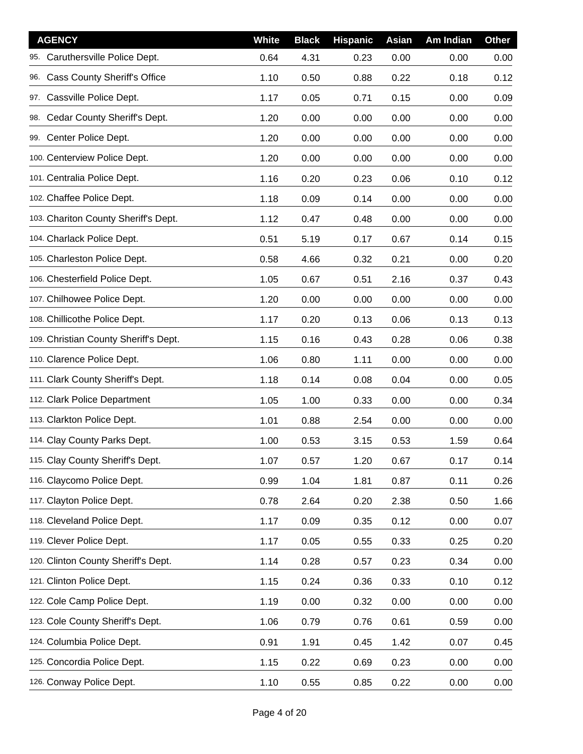| AGENCY | White | Black | Hispanic | Asian | Am Indian | Other |
|---|---|---|---|---|---|---|
| 95. Caruthersville Police Dept. | 0.64 | 4.31 | 0.23 | 0.00 | 0.00 | 0.00 |
| 96. Cass County Sheriff's Office | 1.10 | 0.50 | 0.88 | 0.22 | 0.18 | 0.12 |
| 97. Cassville Police Dept. | 1.17 | 0.05 | 0.71 | 0.15 | 0.00 | 0.09 |
| 98. Cedar County Sheriff's Dept. | 1.20 | 0.00 | 0.00 | 0.00 | 0.00 | 0.00 |
| 99. Center Police Dept. | 1.20 | 0.00 | 0.00 | 0.00 | 0.00 | 0.00 |
| 100. Centerview Police Dept. | 1.20 | 0.00 | 0.00 | 0.00 | 0.00 | 0.00 |
| 101. Centralia Police Dept. | 1.16 | 0.20 | 0.23 | 0.06 | 0.10 | 0.12 |
| 102. Chaffee Police Dept. | 1.18 | 0.09 | 0.14 | 0.00 | 0.00 | 0.00 |
| 103. Chariton County Sheriff's Dept. | 1.12 | 0.47 | 0.48 | 0.00 | 0.00 | 0.00 |
| 104. Charlack Police Dept. | 0.51 | 5.19 | 0.17 | 0.67 | 0.14 | 0.15 |
| 105. Charleston Police Dept. | 0.58 | 4.66 | 0.32 | 0.21 | 0.00 | 0.20 |
| 106. Chesterfield Police Dept. | 1.05 | 0.67 | 0.51 | 2.16 | 0.37 | 0.43 |
| 107. Chilhowee Police Dept. | 1.20 | 0.00 | 0.00 | 0.00 | 0.00 | 0.00 |
| 108. Chillicothe Police Dept. | 1.17 | 0.20 | 0.13 | 0.06 | 0.13 | 0.13 |
| 109. Christian County Sheriff's Dept. | 1.15 | 0.16 | 0.43 | 0.28 | 0.06 | 0.38 |
| 110. Clarence Police Dept. | 1.06 | 0.80 | 1.11 | 0.00 | 0.00 | 0.00 |
| 111. Clark County Sheriff's Dept. | 1.18 | 0.14 | 0.08 | 0.04 | 0.00 | 0.05 |
| 112. Clark Police Department | 1.05 | 1.00 | 0.33 | 0.00 | 0.00 | 0.34 |
| 113. Clarkton Police Dept. | 1.01 | 0.88 | 2.54 | 0.00 | 0.00 | 0.00 |
| 114. Clay County Parks Dept. | 1.00 | 0.53 | 3.15 | 0.53 | 1.59 | 0.64 |
| 115. Clay County Sheriff's Dept. | 1.07 | 0.57 | 1.20 | 0.67 | 0.17 | 0.14 |
| 116. Claycomo Police Dept. | 0.99 | 1.04 | 1.81 | 0.87 | 0.11 | 0.26 |
| 117. Clayton Police Dept. | 0.78 | 2.64 | 0.20 | 2.38 | 0.50 | 1.66 |
| 118. Cleveland Police Dept. | 1.17 | 0.09 | 0.35 | 0.12 | 0.00 | 0.07 |
| 119. Clever Police Dept. | 1.17 | 0.05 | 0.55 | 0.33 | 0.25 | 0.20 |
| 120. Clinton County Sheriff's Dept. | 1.14 | 0.28 | 0.57 | 0.23 | 0.34 | 0.00 |
| 121. Clinton Police Dept. | 1.15 | 0.24 | 0.36 | 0.33 | 0.10 | 0.12 |
| 122. Cole Camp Police Dept. | 1.19 | 0.00 | 0.32 | 0.00 | 0.00 | 0.00 |
| 123. Cole County Sheriff's Dept. | 1.06 | 0.79 | 0.76 | 0.61 | 0.59 | 0.00 |
| 124. Columbia Police Dept. | 0.91 | 1.91 | 0.45 | 1.42 | 0.07 | 0.45 |
| 125. Concordia Police Dept. | 1.15 | 0.22 | 0.69 | 0.23 | 0.00 | 0.00 |
| 126. Conway Police Dept. | 1.10 | 0.55 | 0.85 | 0.22 | 0.00 | 0.00 |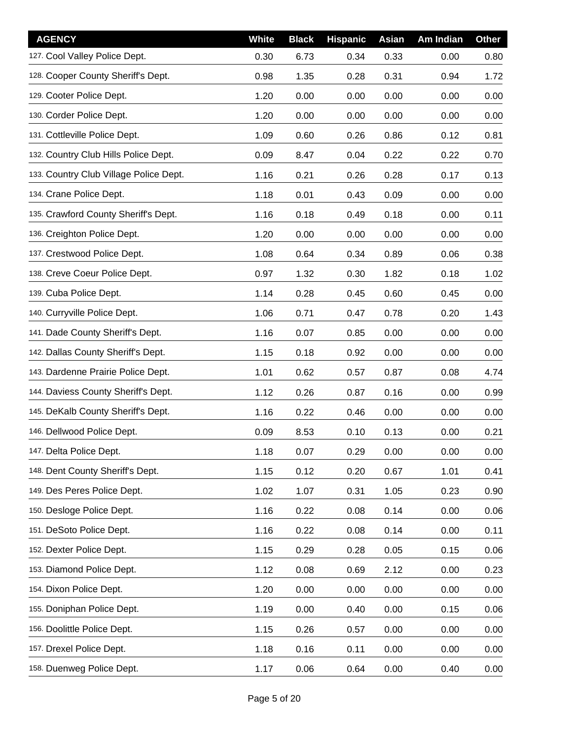| AGENCY | White | Black | Hispanic | Asian | Am Indian | Other |
|---|---|---|---|---|---|---|
| 127. Cool Valley Police Dept. | 0.30 | 6.73 | 0.34 | 0.33 | 0.00 | 0.80 |
| 128. Cooper County Sheriff's Dept. | 0.98 | 1.35 | 0.28 | 0.31 | 0.94 | 1.72 |
| 129. Cooter Police Dept. | 1.20 | 0.00 | 0.00 | 0.00 | 0.00 | 0.00 |
| 130. Corder Police Dept. | 1.20 | 0.00 | 0.00 | 0.00 | 0.00 | 0.00 |
| 131. Cottleville Police Dept. | 1.09 | 0.60 | 0.26 | 0.86 | 0.12 | 0.81 |
| 132. Country Club Hills Police Dept. | 0.09 | 8.47 | 0.04 | 0.22 | 0.22 | 0.70 |
| 133. Country Club Village Police Dept. | 1.16 | 0.21 | 0.26 | 0.28 | 0.17 | 0.13 |
| 134. Crane Police Dept. | 1.18 | 0.01 | 0.43 | 0.09 | 0.00 | 0.00 |
| 135. Crawford County Sheriff's Dept. | 1.16 | 0.18 | 0.49 | 0.18 | 0.00 | 0.11 |
| 136. Creighton Police Dept. | 1.20 | 0.00 | 0.00 | 0.00 | 0.00 | 0.00 |
| 137. Crestwood Police Dept. | 1.08 | 0.64 | 0.34 | 0.89 | 0.06 | 0.38 |
| 138. Creve Coeur Police Dept. | 0.97 | 1.32 | 0.30 | 1.82 | 0.18 | 1.02 |
| 139. Cuba Police Dept. | 1.14 | 0.28 | 0.45 | 0.60 | 0.45 | 0.00 |
| 140. Curryville Police Dept. | 1.06 | 0.71 | 0.47 | 0.78 | 0.20 | 1.43 |
| 141. Dade County Sheriff's Dept. | 1.16 | 0.07 | 0.85 | 0.00 | 0.00 | 0.00 |
| 142. Dallas County Sheriff's Dept. | 1.15 | 0.18 | 0.92 | 0.00 | 0.00 | 0.00 |
| 143. Dardenne Prairie Police Dept. | 1.01 | 0.62 | 0.57 | 0.87 | 0.08 | 4.74 |
| 144. Daviess County Sheriff's Dept. | 1.12 | 0.26 | 0.87 | 0.16 | 0.00 | 0.99 |
| 145. DeKalb County Sheriff's Dept. | 1.16 | 0.22 | 0.46 | 0.00 | 0.00 | 0.00 |
| 146. Dellwood Police Dept. | 0.09 | 8.53 | 0.10 | 0.13 | 0.00 | 0.21 |
| 147. Delta Police Dept. | 1.18 | 0.07 | 0.29 | 0.00 | 0.00 | 0.00 |
| 148. Dent County Sheriff's Dept. | 1.15 | 0.12 | 0.20 | 0.67 | 1.01 | 0.41 |
| 149. Des Peres Police Dept. | 1.02 | 1.07 | 0.31 | 1.05 | 0.23 | 0.90 |
| 150. Desloge Police Dept. | 1.16 | 0.22 | 0.08 | 0.14 | 0.00 | 0.06 |
| 151. DeSoto Police Dept. | 1.16 | 0.22 | 0.08 | 0.14 | 0.00 | 0.11 |
| 152. Dexter Police Dept. | 1.15 | 0.29 | 0.28 | 0.05 | 0.15 | 0.06 |
| 153. Diamond Police Dept. | 1.12 | 0.08 | 0.69 | 2.12 | 0.00 | 0.23 |
| 154. Dixon Police Dept. | 1.20 | 0.00 | 0.00 | 0.00 | 0.00 | 0.00 |
| 155. Doniphan Police Dept. | 1.19 | 0.00 | 0.40 | 0.00 | 0.15 | 0.06 |
| 156. Doolittle Police Dept. | 1.15 | 0.26 | 0.57 | 0.00 | 0.00 | 0.00 |
| 157. Drexel Police Dept. | 1.18 | 0.16 | 0.11 | 0.00 | 0.00 | 0.00 |
| 158. Duenweg Police Dept. | 1.17 | 0.06 | 0.64 | 0.00 | 0.40 | 0.00 |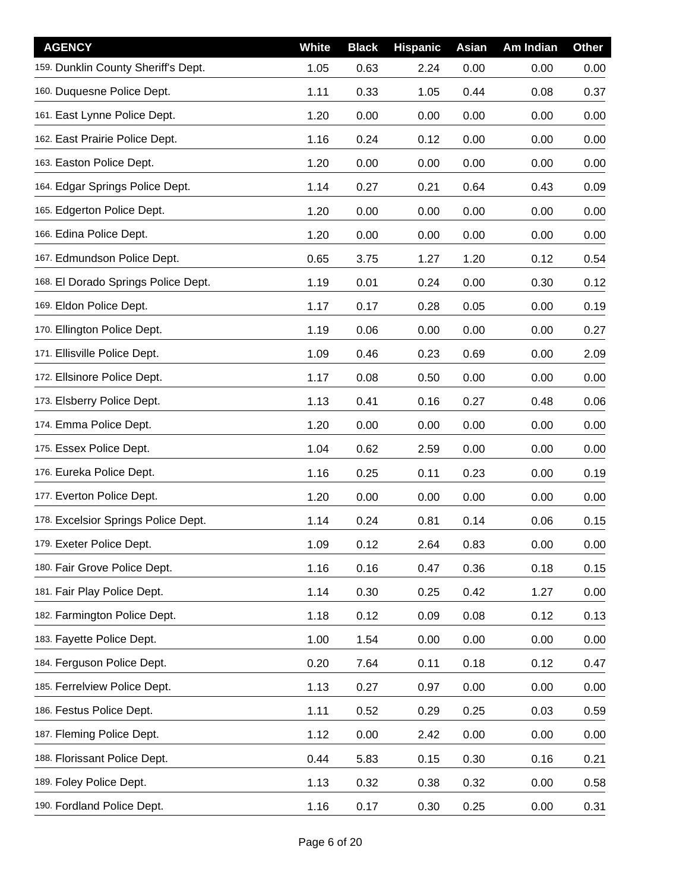| AGENCY | White | Black | Hispanic | Asian | Am Indian | Other |
|---|---|---|---|---|---|---|
| 159. Dunklin County Sheriff's Dept. | 1.05 | 0.63 | 2.24 | 0.00 | 0.00 | 0.00 |
| 160. Duquesne Police Dept. | 1.11 | 0.33 | 1.05 | 0.44 | 0.08 | 0.37 |
| 161. East Lynne Police Dept. | 1.20 | 0.00 | 0.00 | 0.00 | 0.00 | 0.00 |
| 162. East Prairie Police Dept. | 1.16 | 0.24 | 0.12 | 0.00 | 0.00 | 0.00 |
| 163. Easton Police Dept. | 1.20 | 0.00 | 0.00 | 0.00 | 0.00 | 0.00 |
| 164. Edgar Springs Police Dept. | 1.14 | 0.27 | 0.21 | 0.64 | 0.43 | 0.09 |
| 165. Edgerton Police Dept. | 1.20 | 0.00 | 0.00 | 0.00 | 0.00 | 0.00 |
| 166. Edina Police Dept. | 1.20 | 0.00 | 0.00 | 0.00 | 0.00 | 0.00 |
| 167. Edmundson Police Dept. | 0.65 | 3.75 | 1.27 | 1.20 | 0.12 | 0.54 |
| 168. El Dorado Springs Police Dept. | 1.19 | 0.01 | 0.24 | 0.00 | 0.30 | 0.12 |
| 169. Eldon Police Dept. | 1.17 | 0.17 | 0.28 | 0.05 | 0.00 | 0.19 |
| 170. Ellington Police Dept. | 1.19 | 0.06 | 0.00 | 0.00 | 0.00 | 0.27 |
| 171. Ellisville Police Dept. | 1.09 | 0.46 | 0.23 | 0.69 | 0.00 | 2.09 |
| 172. Ellsinore Police Dept. | 1.17 | 0.08 | 0.50 | 0.00 | 0.00 | 0.00 |
| 173. Elsberry Police Dept. | 1.13 | 0.41 | 0.16 | 0.27 | 0.48 | 0.06 |
| 174. Emma Police Dept. | 1.20 | 0.00 | 0.00 | 0.00 | 0.00 | 0.00 |
| 175. Essex Police Dept. | 1.04 | 0.62 | 2.59 | 0.00 | 0.00 | 0.00 |
| 176. Eureka Police Dept. | 1.16 | 0.25 | 0.11 | 0.23 | 0.00 | 0.19 |
| 177. Everton Police Dept. | 1.20 | 0.00 | 0.00 | 0.00 | 0.00 | 0.00 |
| 178. Excelsior Springs Police Dept. | 1.14 | 0.24 | 0.81 | 0.14 | 0.06 | 0.15 |
| 179. Exeter Police Dept. | 1.09 | 0.12 | 2.64 | 0.83 | 0.00 | 0.00 |
| 180. Fair Grove Police Dept. | 1.16 | 0.16 | 0.47 | 0.36 | 0.18 | 0.15 |
| 181. Fair Play Police Dept. | 1.14 | 0.30 | 0.25 | 0.42 | 1.27 | 0.00 |
| 182. Farmington Police Dept. | 1.18 | 0.12 | 0.09 | 0.08 | 0.12 | 0.13 |
| 183. Fayette Police Dept. | 1.00 | 1.54 | 0.00 | 0.00 | 0.00 | 0.00 |
| 184. Ferguson Police Dept. | 0.20 | 7.64 | 0.11 | 0.18 | 0.12 | 0.47 |
| 185. Ferrelview Police Dept. | 1.13 | 0.27 | 0.97 | 0.00 | 0.00 | 0.00 |
| 186. Festus Police Dept. | 1.11 | 0.52 | 0.29 | 0.25 | 0.03 | 0.59 |
| 187. Fleming Police Dept. | 1.12 | 0.00 | 2.42 | 0.00 | 0.00 | 0.00 |
| 188. Florissant Police Dept. | 0.44 | 5.83 | 0.15 | 0.30 | 0.16 | 0.21 |
| 189. Foley Police Dept. | 1.13 | 0.32 | 0.38 | 0.32 | 0.00 | 0.58 |
| 190. Fordland Police Dept. | 1.16 | 0.17 | 0.30 | 0.25 | 0.00 | 0.31 |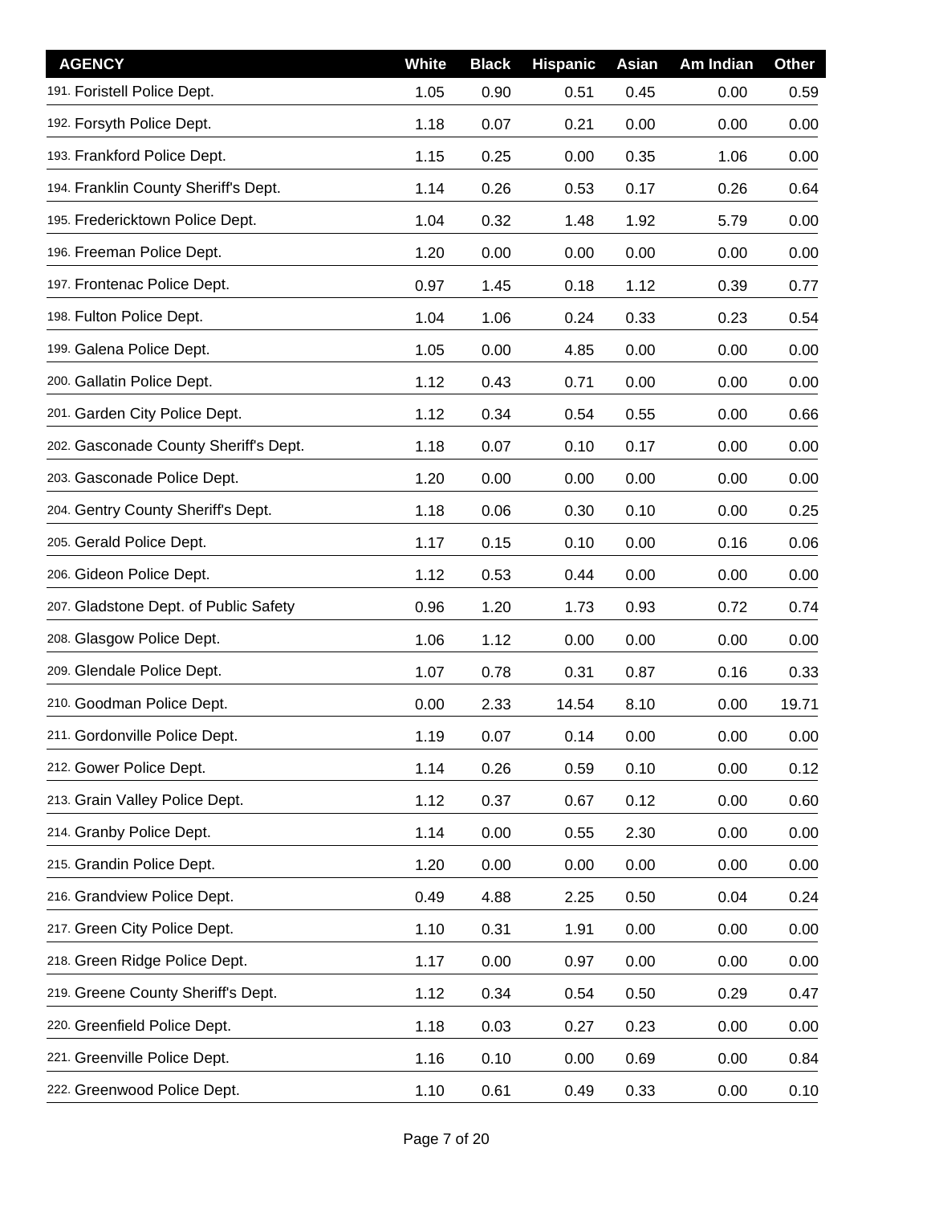| AGENCY | White | Black | Hispanic | Asian | Am Indian | Other |
|---|---|---|---|---|---|---|
| 191. Foristell Police Dept. | 1.05 | 0.90 | 0.51 | 0.45 | 0.00 | 0.59 |
| 192. Forsyth Police Dept. | 1.18 | 0.07 | 0.21 | 0.00 | 0.00 | 0.00 |
| 193. Frankford Police Dept. | 1.15 | 0.25 | 0.00 | 0.35 | 1.06 | 0.00 |
| 194. Franklin County Sheriff's Dept. | 1.14 | 0.26 | 0.53 | 0.17 | 0.26 | 0.64 |
| 195. Fredericktown Police Dept. | 1.04 | 0.32 | 1.48 | 1.92 | 5.79 | 0.00 |
| 196. Freeman Police Dept. | 1.20 | 0.00 | 0.00 | 0.00 | 0.00 | 0.00 |
| 197. Frontenac Police Dept. | 0.97 | 1.45 | 0.18 | 1.12 | 0.39 | 0.77 |
| 198. Fulton Police Dept. | 1.04 | 1.06 | 0.24 | 0.33 | 0.23 | 0.54 |
| 199. Galena Police Dept. | 1.05 | 0.00 | 4.85 | 0.00 | 0.00 | 0.00 |
| 200. Gallatin Police Dept. | 1.12 | 0.43 | 0.71 | 0.00 | 0.00 | 0.00 |
| 201. Garden City Police Dept. | 1.12 | 0.34 | 0.54 | 0.55 | 0.00 | 0.66 |
| 202. Gasconade County Sheriff's Dept. | 1.18 | 0.07 | 0.10 | 0.17 | 0.00 | 0.00 |
| 203. Gasconade Police Dept. | 1.20 | 0.00 | 0.00 | 0.00 | 0.00 | 0.00 |
| 204. Gentry County Sheriff's Dept. | 1.18 | 0.06 | 0.30 | 0.10 | 0.00 | 0.25 |
| 205. Gerald Police Dept. | 1.17 | 0.15 | 0.10 | 0.00 | 0.16 | 0.06 |
| 206. Gideon Police Dept. | 1.12 | 0.53 | 0.44 | 0.00 | 0.00 | 0.00 |
| 207. Gladstone Dept. of Public Safety | 0.96 | 1.20 | 1.73 | 0.93 | 0.72 | 0.74 |
| 208. Glasgow Police Dept. | 1.06 | 1.12 | 0.00 | 0.00 | 0.00 | 0.00 |
| 209. Glendale Police Dept. | 1.07 | 0.78 | 0.31 | 0.87 | 0.16 | 0.33 |
| 210. Goodman Police Dept. | 0.00 | 2.33 | 14.54 | 8.10 | 0.00 | 19.71 |
| 211. Gordonville Police Dept. | 1.19 | 0.07 | 0.14 | 0.00 | 0.00 | 0.00 |
| 212. Gower Police Dept. | 1.14 | 0.26 | 0.59 | 0.10 | 0.00 | 0.12 |
| 213. Grain Valley Police Dept. | 1.12 | 0.37 | 0.67 | 0.12 | 0.00 | 0.60 |
| 214. Granby Police Dept. | 1.14 | 0.00 | 0.55 | 2.30 | 0.00 | 0.00 |
| 215. Grandin Police Dept. | 1.20 | 0.00 | 0.00 | 0.00 | 0.00 | 0.00 |
| 216. Grandview Police Dept. | 0.49 | 4.88 | 2.25 | 0.50 | 0.04 | 0.24 |
| 217. Green City Police Dept. | 1.10 | 0.31 | 1.91 | 0.00 | 0.00 | 0.00 |
| 218. Green Ridge Police Dept. | 1.17 | 0.00 | 0.97 | 0.00 | 0.00 | 0.00 |
| 219. Greene County Sheriff's Dept. | 1.12 | 0.34 | 0.54 | 0.50 | 0.29 | 0.47 |
| 220. Greenfield Police Dept. | 1.18 | 0.03 | 0.27 | 0.23 | 0.00 | 0.00 |
| 221. Greenville Police Dept. | 1.16 | 0.10 | 0.00 | 0.69 | 0.00 | 0.84 |
| 222. Greenwood Police Dept. | 1.10 | 0.61 | 0.49 | 0.33 | 0.00 | 0.10 |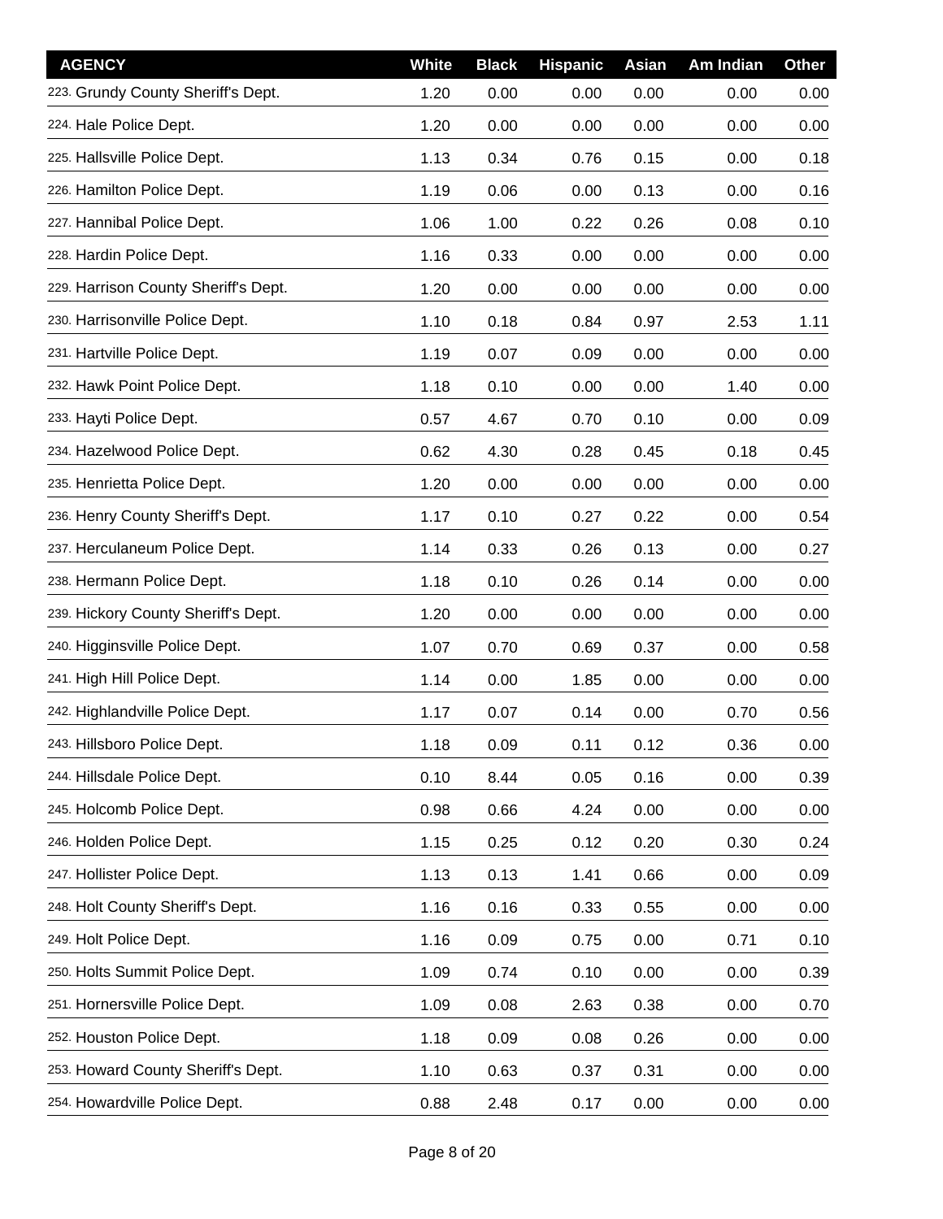| AGENCY | White | Black | Hispanic | Asian | Am Indian | Other |
|---|---|---|---|---|---|---|
| 223. Grundy County Sheriff's Dept. | 1.20 | 0.00 | 0.00 | 0.00 | 0.00 | 0.00 |
| 224. Hale Police Dept. | 1.20 | 0.00 | 0.00 | 0.00 | 0.00 | 0.00 |
| 225. Hallsville Police Dept. | 1.13 | 0.34 | 0.76 | 0.15 | 0.00 | 0.18 |
| 226. Hamilton Police Dept. | 1.19 | 0.06 | 0.00 | 0.13 | 0.00 | 0.16 |
| 227. Hannibal Police Dept. | 1.06 | 1.00 | 0.22 | 0.26 | 0.08 | 0.10 |
| 228. Hardin Police Dept. | 1.16 | 0.33 | 0.00 | 0.00 | 0.00 | 0.00 |
| 229. Harrison County Sheriff's Dept. | 1.20 | 0.00 | 0.00 | 0.00 | 0.00 | 0.00 |
| 230. Harrisonville Police Dept. | 1.10 | 0.18 | 0.84 | 0.97 | 2.53 | 1.11 |
| 231. Hartville Police Dept. | 1.19 | 0.07 | 0.09 | 0.00 | 0.00 | 0.00 |
| 232. Hawk Point Police Dept. | 1.18 | 0.10 | 0.00 | 0.00 | 1.40 | 0.00 |
| 233. Hayti Police Dept. | 0.57 | 4.67 | 0.70 | 0.10 | 0.00 | 0.09 |
| 234. Hazelwood Police Dept. | 0.62 | 4.30 | 0.28 | 0.45 | 0.18 | 0.45 |
| 235. Henrietta Police Dept. | 1.20 | 0.00 | 0.00 | 0.00 | 0.00 | 0.00 |
| 236. Henry County Sheriff's Dept. | 1.17 | 0.10 | 0.27 | 0.22 | 0.00 | 0.54 |
| 237. Herculaneum Police Dept. | 1.14 | 0.33 | 0.26 | 0.13 | 0.00 | 0.27 |
| 238. Hermann Police Dept. | 1.18 | 0.10 | 0.26 | 0.14 | 0.00 | 0.00 |
| 239. Hickory County Sheriff's Dept. | 1.20 | 0.00 | 0.00 | 0.00 | 0.00 | 0.00 |
| 240. Higginsville Police Dept. | 1.07 | 0.70 | 0.69 | 0.37 | 0.00 | 0.58 |
| 241. High Hill Police Dept. | 1.14 | 0.00 | 1.85 | 0.00 | 0.00 | 0.00 |
| 242. Highlandville Police Dept. | 1.17 | 0.07 | 0.14 | 0.00 | 0.70 | 0.56 |
| 243. Hillsboro Police Dept. | 1.18 | 0.09 | 0.11 | 0.12 | 0.36 | 0.00 |
| 244. Hillsdale Police Dept. | 0.10 | 8.44 | 0.05 | 0.16 | 0.00 | 0.39 |
| 245. Holcomb Police Dept. | 0.98 | 0.66 | 4.24 | 0.00 | 0.00 | 0.00 |
| 246. Holden Police Dept. | 1.15 | 0.25 | 0.12 | 0.20 | 0.30 | 0.24 |
| 247. Hollister Police Dept. | 1.13 | 0.13 | 1.41 | 0.66 | 0.00 | 0.09 |
| 248. Holt County Sheriff's Dept. | 1.16 | 0.16 | 0.33 | 0.55 | 0.00 | 0.00 |
| 249. Holt Police Dept. | 1.16 | 0.09 | 0.75 | 0.00 | 0.71 | 0.10 |
| 250. Holts Summit Police Dept. | 1.09 | 0.74 | 0.10 | 0.00 | 0.00 | 0.39 |
| 251. Hornersville Police Dept. | 1.09 | 0.08 | 2.63 | 0.38 | 0.00 | 0.70 |
| 252. Houston Police Dept. | 1.18 | 0.09 | 0.08 | 0.26 | 0.00 | 0.00 |
| 253. Howard County Sheriff's Dept. | 1.10 | 0.63 | 0.37 | 0.31 | 0.00 | 0.00 |
| 254. Howardville Police Dept. | 0.88 | 2.48 | 0.17 | 0.00 | 0.00 | 0.00 |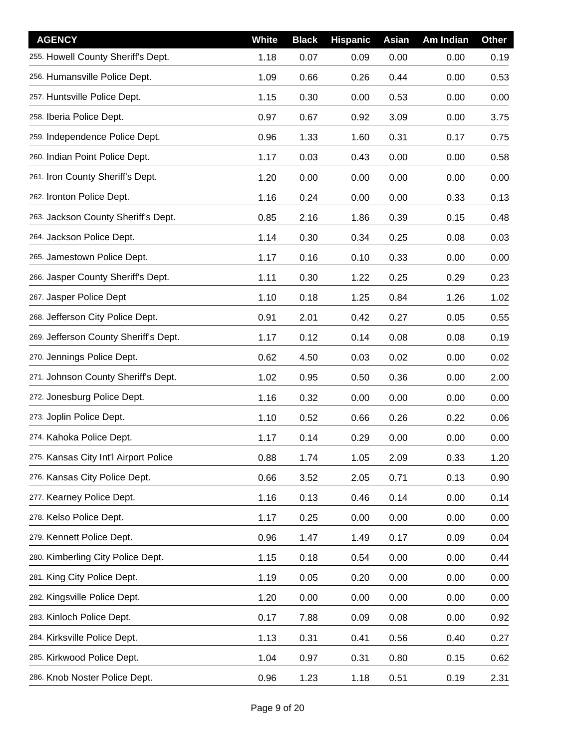| AGENCY | White | Black | Hispanic | Asian | Am Indian | Other |
|---|---|---|---|---|---|---|
| 255. Howell County Sheriff's Dept. | 1.18 | 0.07 | 0.09 | 0.00 | 0.00 | 0.19 |
| 256. Humansville Police Dept. | 1.09 | 0.66 | 0.26 | 0.44 | 0.00 | 0.53 |
| 257. Huntsville Police Dept. | 1.15 | 0.30 | 0.00 | 0.53 | 0.00 | 0.00 |
| 258. Iberia Police Dept. | 0.97 | 0.67 | 0.92 | 3.09 | 0.00 | 3.75 |
| 259. Independence Police Dept. | 0.96 | 1.33 | 1.60 | 0.31 | 0.17 | 0.75 |
| 260. Indian Point Police Dept. | 1.17 | 0.03 | 0.43 | 0.00 | 0.00 | 0.58 |
| 261. Iron County Sheriff's Dept. | 1.20 | 0.00 | 0.00 | 0.00 | 0.00 | 0.00 |
| 262. Ironton Police Dept. | 1.16 | 0.24 | 0.00 | 0.00 | 0.33 | 0.13 |
| 263. Jackson County Sheriff's Dept. | 0.85 | 2.16 | 1.86 | 0.39 | 0.15 | 0.48 |
| 264. Jackson Police Dept. | 1.14 | 0.30 | 0.34 | 0.25 | 0.08 | 0.03 |
| 265. Jamestown Police Dept. | 1.17 | 0.16 | 0.10 | 0.33 | 0.00 | 0.00 |
| 266. Jasper County Sheriff's Dept. | 1.11 | 0.30 | 1.22 | 0.25 | 0.29 | 0.23 |
| 267. Jasper Police Dept | 1.10 | 0.18 | 1.25 | 0.84 | 1.26 | 1.02 |
| 268. Jefferson City Police Dept. | 0.91 | 2.01 | 0.42 | 0.27 | 0.05 | 0.55 |
| 269. Jefferson County Sheriff's Dept. | 1.17 | 0.12 | 0.14 | 0.08 | 0.08 | 0.19 |
| 270. Jennings Police Dept. | 0.62 | 4.50 | 0.03 | 0.02 | 0.00 | 0.02 |
| 271. Johnson County Sheriff's Dept. | 1.02 | 0.95 | 0.50 | 0.36 | 0.00 | 2.00 |
| 272. Jonesburg Police Dept. | 1.16 | 0.32 | 0.00 | 0.00 | 0.00 | 0.00 |
| 273. Joplin Police Dept. | 1.10 | 0.52 | 0.66 | 0.26 | 0.22 | 0.06 |
| 274. Kahoka Police Dept. | 1.17 | 0.14 | 0.29 | 0.00 | 0.00 | 0.00 |
| 275. Kansas City Int'l Airport Police | 0.88 | 1.74 | 1.05 | 2.09 | 0.33 | 1.20 |
| 276. Kansas City Police Dept. | 0.66 | 3.52 | 2.05 | 0.71 | 0.13 | 0.90 |
| 277. Kearney Police Dept. | 1.16 | 0.13 | 0.46 | 0.14 | 0.00 | 0.14 |
| 278. Kelso Police Dept. | 1.17 | 0.25 | 0.00 | 0.00 | 0.00 | 0.00 |
| 279. Kennett Police Dept. | 0.96 | 1.47 | 1.49 | 0.17 | 0.09 | 0.04 |
| 280. Kimberling City Police Dept. | 1.15 | 0.18 | 0.54 | 0.00 | 0.00 | 0.44 |
| 281. King City Police Dept. | 1.19 | 0.05 | 0.20 | 0.00 | 0.00 | 0.00 |
| 282. Kingsville Police Dept. | 1.20 | 0.00 | 0.00 | 0.00 | 0.00 | 0.00 |
| 283. Kinloch Police Dept. | 0.17 | 7.88 | 0.09 | 0.08 | 0.00 | 0.92 |
| 284. Kirksville Police Dept. | 1.13 | 0.31 | 0.41 | 0.56 | 0.40 | 0.27 |
| 285. Kirkwood Police Dept. | 1.04 | 0.97 | 0.31 | 0.80 | 0.15 | 0.62 |
| 286. Knob Noster Police Dept. | 0.96 | 1.23 | 1.18 | 0.51 | 0.19 | 2.31 |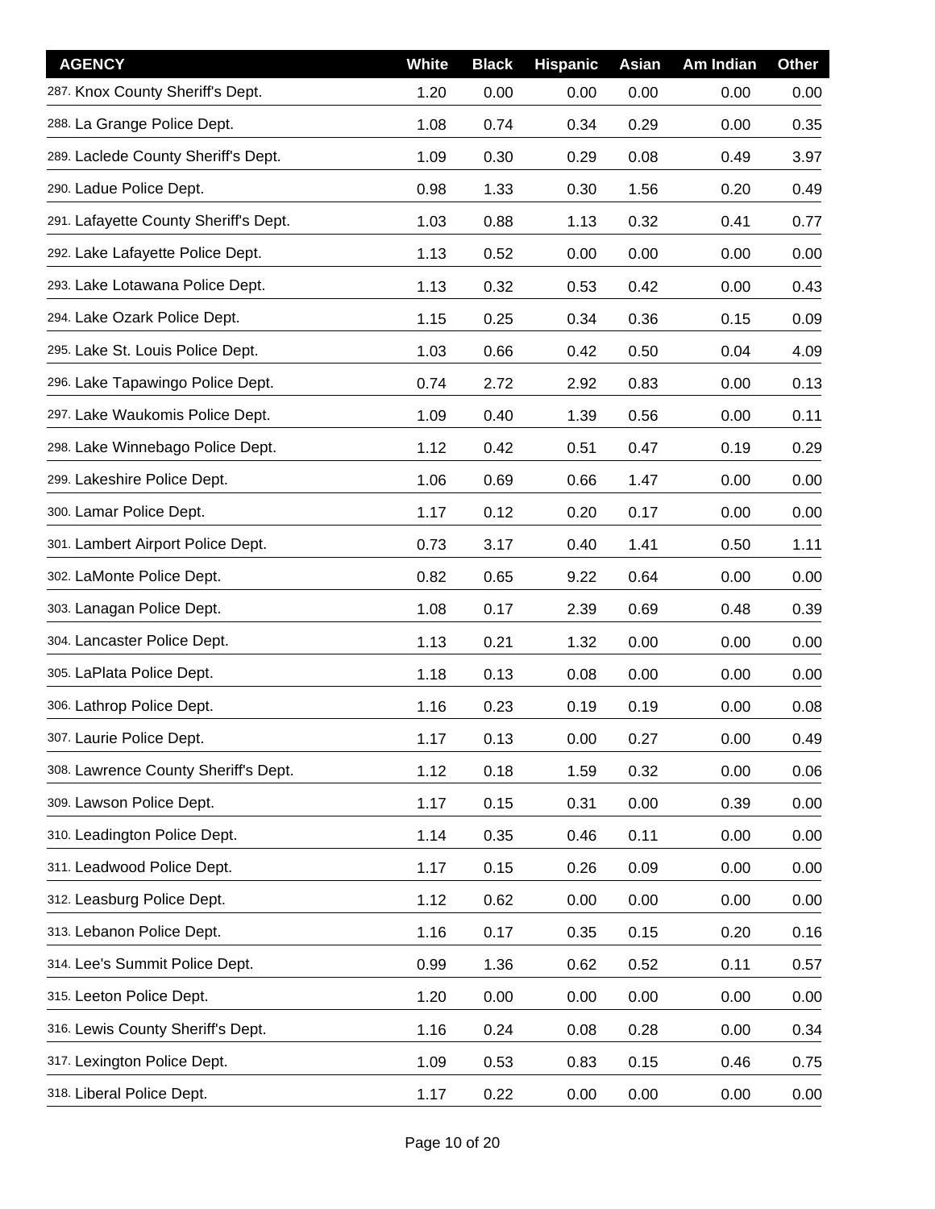| AGENCY | White | Black | Hispanic | Asian | Am Indian | Other |
|---|---|---|---|---|---|---|
| 287. Knox County Sheriff's Dept. | 1.20 | 0.00 | 0.00 | 0.00 | 0.00 | 0.00 |
| 288. La Grange Police Dept. | 1.08 | 0.74 | 0.34 | 0.29 | 0.00 | 0.35 |
| 289. Laclede County Sheriff's Dept. | 1.09 | 0.30 | 0.29 | 0.08 | 0.49 | 3.97 |
| 290. Ladue Police Dept. | 0.98 | 1.33 | 0.30 | 1.56 | 0.20 | 0.49 |
| 291. Lafayette County Sheriff's Dept. | 1.03 | 0.88 | 1.13 | 0.32 | 0.41 | 0.77 |
| 292. Lake Lafayette Police Dept. | 1.13 | 0.52 | 0.00 | 0.00 | 0.00 | 0.00 |
| 293. Lake Lotawana Police Dept. | 1.13 | 0.32 | 0.53 | 0.42 | 0.00 | 0.43 |
| 294. Lake Ozark Police Dept. | 1.15 | 0.25 | 0.34 | 0.36 | 0.15 | 0.09 |
| 295. Lake St. Louis Police Dept. | 1.03 | 0.66 | 0.42 | 0.50 | 0.04 | 4.09 |
| 296. Lake Tapawingo Police Dept. | 0.74 | 2.72 | 2.92 | 0.83 | 0.00 | 0.13 |
| 297. Lake Waukomis Police Dept. | 1.09 | 0.40 | 1.39 | 0.56 | 0.00 | 0.11 |
| 298. Lake Winnebago Police Dept. | 1.12 | 0.42 | 0.51 | 0.47 | 0.19 | 0.29 |
| 299. Lakeshire Police Dept. | 1.06 | 0.69 | 0.66 | 1.47 | 0.00 | 0.00 |
| 300. Lamar Police Dept. | 1.17 | 0.12 | 0.20 | 0.17 | 0.00 | 0.00 |
| 301. Lambert Airport Police Dept. | 0.73 | 3.17 | 0.40 | 1.41 | 0.50 | 1.11 |
| 302. LaMonte Police Dept. | 0.82 | 0.65 | 9.22 | 0.64 | 0.00 | 0.00 |
| 303. Lanagan Police Dept. | 1.08 | 0.17 | 2.39 | 0.69 | 0.48 | 0.39 |
| 304. Lancaster Police Dept. | 1.13 | 0.21 | 1.32 | 0.00 | 0.00 | 0.00 |
| 305. LaPlata Police Dept. | 1.18 | 0.13 | 0.08 | 0.00 | 0.00 | 0.00 |
| 306. Lathrop Police Dept. | 1.16 | 0.23 | 0.19 | 0.19 | 0.00 | 0.08 |
| 307. Laurie Police Dept. | 1.17 | 0.13 | 0.00 | 0.27 | 0.00 | 0.49 |
| 308. Lawrence County Sheriff's Dept. | 1.12 | 0.18 | 1.59 | 0.32 | 0.00 | 0.06 |
| 309. Lawson Police Dept. | 1.17 | 0.15 | 0.31 | 0.00 | 0.39 | 0.00 |
| 310. Leadington Police Dept. | 1.14 | 0.35 | 0.46 | 0.11 | 0.00 | 0.00 |
| 311. Leadwood Police Dept. | 1.17 | 0.15 | 0.26 | 0.09 | 0.00 | 0.00 |
| 312. Leasburg Police Dept. | 1.12 | 0.62 | 0.00 | 0.00 | 0.00 | 0.00 |
| 313. Lebanon Police Dept. | 1.16 | 0.17 | 0.35 | 0.15 | 0.20 | 0.16 |
| 314. Lee's Summit Police Dept. | 0.99 | 1.36 | 0.62 | 0.52 | 0.11 | 0.57 |
| 315. Leeton Police Dept. | 1.20 | 0.00 | 0.00 | 0.00 | 0.00 | 0.00 |
| 316. Lewis County Sheriff's Dept. | 1.16 | 0.24 | 0.08 | 0.28 | 0.00 | 0.34 |
| 317. Lexington Police Dept. | 1.09 | 0.53 | 0.83 | 0.15 | 0.46 | 0.75 |
| 318. Liberal Police Dept. | 1.17 | 0.22 | 0.00 | 0.00 | 0.00 | 0.00 |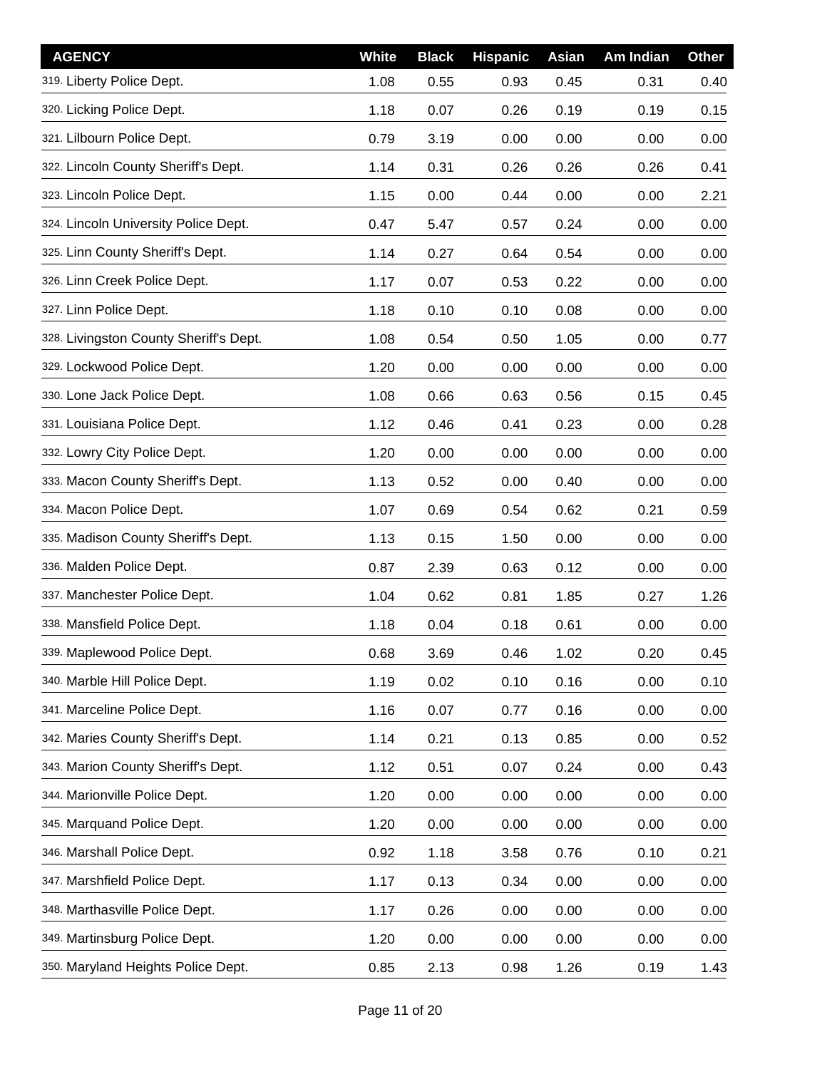| AGENCY | White | Black | Hispanic | Asian | Am Indian | Other |
|---|---|---|---|---|---|---|
| 319. Liberty Police Dept. | 1.08 | 0.55 | 0.93 | 0.45 | 0.31 | 0.40 |
| 320. Licking Police Dept. | 1.18 | 0.07 | 0.26 | 0.19 | 0.19 | 0.15 |
| 321. Lilbourn Police Dept. | 0.79 | 3.19 | 0.00 | 0.00 | 0.00 | 0.00 |
| 322. Lincoln County Sheriff's Dept. | 1.14 | 0.31 | 0.26 | 0.26 | 0.26 | 0.41 |
| 323. Lincoln Police Dept. | 1.15 | 0.00 | 0.44 | 0.00 | 0.00 | 2.21 |
| 324. Lincoln University Police Dept. | 0.47 | 5.47 | 0.57 | 0.24 | 0.00 | 0.00 |
| 325. Linn County Sheriff's Dept. | 1.14 | 0.27 | 0.64 | 0.54 | 0.00 | 0.00 |
| 326. Linn Creek Police Dept. | 1.17 | 0.07 | 0.53 | 0.22 | 0.00 | 0.00 |
| 327. Linn Police Dept. | 1.18 | 0.10 | 0.10 | 0.08 | 0.00 | 0.00 |
| 328. Livingston County Sheriff's Dept. | 1.08 | 0.54 | 0.50 | 1.05 | 0.00 | 0.77 |
| 329. Lockwood Police Dept. | 1.20 | 0.00 | 0.00 | 0.00 | 0.00 | 0.00 |
| 330. Lone Jack Police Dept. | 1.08 | 0.66 | 0.63 | 0.56 | 0.15 | 0.45 |
| 331. Louisiana Police Dept. | 1.12 | 0.46 | 0.41 | 0.23 | 0.00 | 0.28 |
| 332. Lowry City Police Dept. | 1.20 | 0.00 | 0.00 | 0.00 | 0.00 | 0.00 |
| 333. Macon County Sheriff's Dept. | 1.13 | 0.52 | 0.00 | 0.40 | 0.00 | 0.00 |
| 334. Macon Police Dept. | 1.07 | 0.69 | 0.54 | 0.62 | 0.21 | 0.59 |
| 335. Madison County Sheriff's Dept. | 1.13 | 0.15 | 1.50 | 0.00 | 0.00 | 0.00 |
| 336. Malden Police Dept. | 0.87 | 2.39 | 0.63 | 0.12 | 0.00 | 0.00 |
| 337. Manchester Police Dept. | 1.04 | 0.62 | 0.81 | 1.85 | 0.27 | 1.26 |
| 338. Mansfield Police Dept. | 1.18 | 0.04 | 0.18 | 0.61 | 0.00 | 0.00 |
| 339. Maplewood Police Dept. | 0.68 | 3.69 | 0.46 | 1.02 | 0.20 | 0.45 |
| 340. Marble Hill Police Dept. | 1.19 | 0.02 | 0.10 | 0.16 | 0.00 | 0.10 |
| 341. Marceline Police Dept. | 1.16 | 0.07 | 0.77 | 0.16 | 0.00 | 0.00 |
| 342. Maries County Sheriff's Dept. | 1.14 | 0.21 | 0.13 | 0.85 | 0.00 | 0.52 |
| 343. Marion County Sheriff's Dept. | 1.12 | 0.51 | 0.07 | 0.24 | 0.00 | 0.43 |
| 344. Marionville Police Dept. | 1.20 | 0.00 | 0.00 | 0.00 | 0.00 | 0.00 |
| 345. Marquand Police Dept. | 1.20 | 0.00 | 0.00 | 0.00 | 0.00 | 0.00 |
| 346. Marshall Police Dept. | 0.92 | 1.18 | 3.58 | 0.76 | 0.10 | 0.21 |
| 347. Marshfield Police Dept. | 1.17 | 0.13 | 0.34 | 0.00 | 0.00 | 0.00 |
| 348. Marthasville Police Dept. | 1.17 | 0.26 | 0.00 | 0.00 | 0.00 | 0.00 |
| 349. Martinsburg Police Dept. | 1.20 | 0.00 | 0.00 | 0.00 | 0.00 | 0.00 |
| 350. Maryland Heights Police Dept. | 0.85 | 2.13 | 0.98 | 1.26 | 0.19 | 1.43 |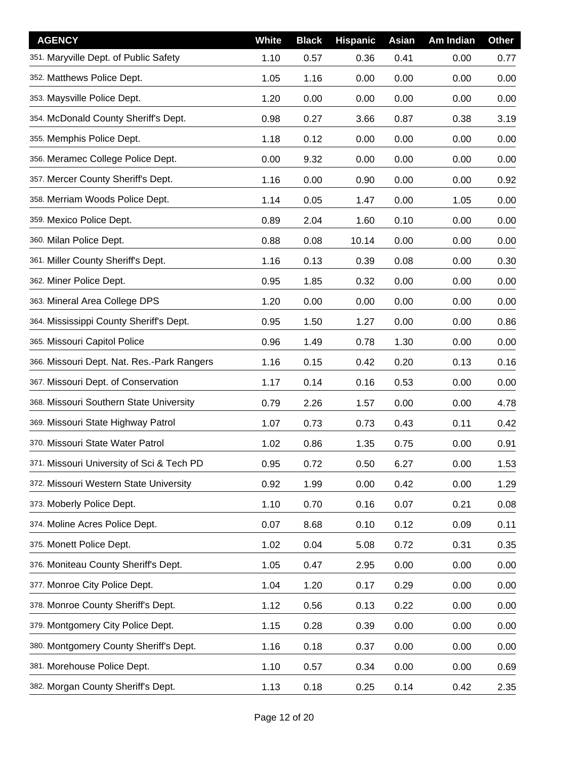| AGENCY | White | Black | Hispanic | Asian | Am Indian | Other |
|---|---|---|---|---|---|---|
| 351. Maryville Dept. of Public Safety | 1.10 | 0.57 | 0.36 | 0.41 | 0.00 | 0.77 |
| 352. Matthews Police Dept. | 1.05 | 1.16 | 0.00 | 0.00 | 0.00 | 0.00 |
| 353. Maysville Police Dept. | 1.20 | 0.00 | 0.00 | 0.00 | 0.00 | 0.00 |
| 354. McDonald County Sheriff's Dept. | 0.98 | 0.27 | 3.66 | 0.87 | 0.38 | 3.19 |
| 355. Memphis Police Dept. | 1.18 | 0.12 | 0.00 | 0.00 | 0.00 | 0.00 |
| 356. Meramec College Police Dept. | 0.00 | 9.32 | 0.00 | 0.00 | 0.00 | 0.00 |
| 357. Mercer County Sheriff's Dept. | 1.16 | 0.00 | 0.90 | 0.00 | 0.00 | 0.92 |
| 358. Merriam Woods Police Dept. | 1.14 | 0.05 | 1.47 | 0.00 | 1.05 | 0.00 |
| 359. Mexico Police Dept. | 0.89 | 2.04 | 1.60 | 0.10 | 0.00 | 0.00 |
| 360. Milan Police Dept. | 0.88 | 0.08 | 10.14 | 0.00 | 0.00 | 0.00 |
| 361. Miller County Sheriff's Dept. | 1.16 | 0.13 | 0.39 | 0.08 | 0.00 | 0.30 |
| 362. Miner Police Dept. | 0.95 | 1.85 | 0.32 | 0.00 | 0.00 | 0.00 |
| 363. Mineral Area College DPS | 1.20 | 0.00 | 0.00 | 0.00 | 0.00 | 0.00 |
| 364. Mississippi County Sheriff's Dept. | 0.95 | 1.50 | 1.27 | 0.00 | 0.00 | 0.86 |
| 365. Missouri Capitol Police | 0.96 | 1.49 | 0.78 | 1.30 | 0.00 | 0.00 |
| 366. Missouri Dept. Nat. Res.-Park Rangers | 1.16 | 0.15 | 0.42 | 0.20 | 0.13 | 0.16 |
| 367. Missouri Dept. of Conservation | 1.17 | 0.14 | 0.16 | 0.53 | 0.00 | 0.00 |
| 368. Missouri Southern State University | 0.79 | 2.26 | 1.57 | 0.00 | 0.00 | 4.78 |
| 369. Missouri State Highway Patrol | 1.07 | 0.73 | 0.73 | 0.43 | 0.11 | 0.42 |
| 370. Missouri State Water Patrol | 1.02 | 0.86 | 1.35 | 0.75 | 0.00 | 0.91 |
| 371. Missouri University of Sci & Tech PD | 0.95 | 0.72 | 0.50 | 6.27 | 0.00 | 1.53 |
| 372. Missouri Western State University | 0.92 | 1.99 | 0.00 | 0.42 | 0.00 | 1.29 |
| 373. Moberly Police Dept. | 1.10 | 0.70 | 0.16 | 0.07 | 0.21 | 0.08 |
| 374. Moline Acres Police Dept. | 0.07 | 8.68 | 0.10 | 0.12 | 0.09 | 0.11 |
| 375. Monett Police Dept. | 1.02 | 0.04 | 5.08 | 0.72 | 0.31 | 0.35 |
| 376. Moniteau County Sheriff's Dept. | 1.05 | 0.47 | 2.95 | 0.00 | 0.00 | 0.00 |
| 377. Monroe City Police Dept. | 1.04 | 1.20 | 0.17 | 0.29 | 0.00 | 0.00 |
| 378. Monroe County Sheriff's Dept. | 1.12 | 0.56 | 0.13 | 0.22 | 0.00 | 0.00 |
| 379. Montgomery City Police Dept. | 1.15 | 0.28 | 0.39 | 0.00 | 0.00 | 0.00 |
| 380. Montgomery County Sheriff's Dept. | 1.16 | 0.18 | 0.37 | 0.00 | 0.00 | 0.00 |
| 381. Morehouse Police Dept. | 1.10 | 0.57 | 0.34 | 0.00 | 0.00 | 0.69 |
| 382. Morgan County Sheriff's Dept. | 1.13 | 0.18 | 0.25 | 0.14 | 0.42 | 2.35 |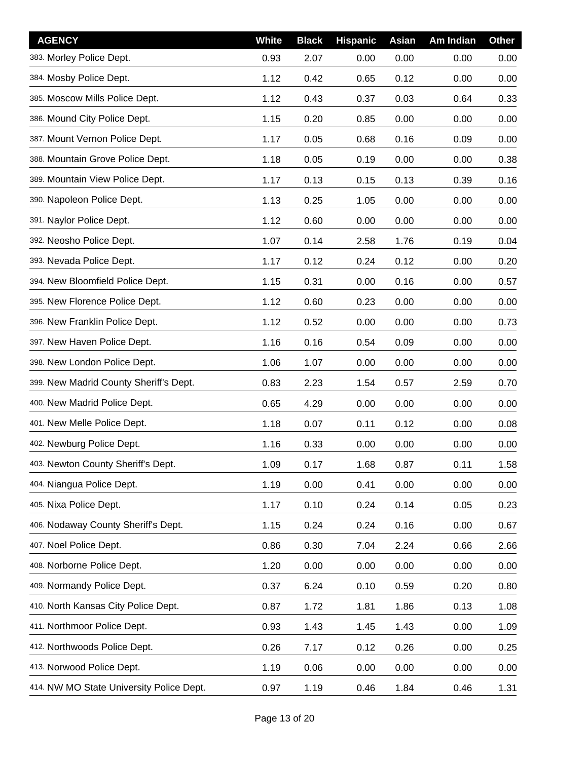| AGENCY | White | Black | Hispanic | Asian | Am Indian | Other |
|---|---|---|---|---|---|---|
| 383. Morley Police Dept. | 0.93 | 2.07 | 0.00 | 0.00 | 0.00 | 0.00 |
| 384. Mosby Police Dept. | 1.12 | 0.42 | 0.65 | 0.12 | 0.00 | 0.00 |
| 385. Moscow Mills Police Dept. | 1.12 | 0.43 | 0.37 | 0.03 | 0.64 | 0.33 |
| 386. Mound City Police Dept. | 1.15 | 0.20 | 0.85 | 0.00 | 0.00 | 0.00 |
| 387. Mount Vernon Police Dept. | 1.17 | 0.05 | 0.68 | 0.16 | 0.09 | 0.00 |
| 388. Mountain Grove Police Dept. | 1.18 | 0.05 | 0.19 | 0.00 | 0.00 | 0.38 |
| 389. Mountain View Police Dept. | 1.17 | 0.13 | 0.15 | 0.13 | 0.39 | 0.16 |
| 390. Napoleon Police Dept. | 1.13 | 0.25 | 1.05 | 0.00 | 0.00 | 0.00 |
| 391. Naylor Police Dept. | 1.12 | 0.60 | 0.00 | 0.00 | 0.00 | 0.00 |
| 392. Neosho Police Dept. | 1.07 | 0.14 | 2.58 | 1.76 | 0.19 | 0.04 |
| 393. Nevada Police Dept. | 1.17 | 0.12 | 0.24 | 0.12 | 0.00 | 0.20 |
| 394. New Bloomfield Police Dept. | 1.15 | 0.31 | 0.00 | 0.16 | 0.00 | 0.57 |
| 395. New Florence Police Dept. | 1.12 | 0.60 | 0.23 | 0.00 | 0.00 | 0.00 |
| 396. New Franklin Police Dept. | 1.12 | 0.52 | 0.00 | 0.00 | 0.00 | 0.73 |
| 397. New Haven Police Dept. | 1.16 | 0.16 | 0.54 | 0.09 | 0.00 | 0.00 |
| 398. New London Police Dept. | 1.06 | 1.07 | 0.00 | 0.00 | 0.00 | 0.00 |
| 399. New Madrid County Sheriff's Dept. | 0.83 | 2.23 | 1.54 | 0.57 | 2.59 | 0.70 |
| 400. New Madrid Police Dept. | 0.65 | 4.29 | 0.00 | 0.00 | 0.00 | 0.00 |
| 401. New Melle Police Dept. | 1.18 | 0.07 | 0.11 | 0.12 | 0.00 | 0.08 |
| 402. Newburg Police Dept. | 1.16 | 0.33 | 0.00 | 0.00 | 0.00 | 0.00 |
| 403. Newton County Sheriff's Dept. | 1.09 | 0.17 | 1.68 | 0.87 | 0.11 | 1.58 |
| 404. Niangua Police Dept. | 1.19 | 0.00 | 0.41 | 0.00 | 0.00 | 0.00 |
| 405. Nixa Police Dept. | 1.17 | 0.10 | 0.24 | 0.14 | 0.05 | 0.23 |
| 406. Nodaway County Sheriff's Dept. | 1.15 | 0.24 | 0.24 | 0.16 | 0.00 | 0.67 |
| 407. Noel Police Dept. | 0.86 | 0.30 | 7.04 | 2.24 | 0.66 | 2.66 |
| 408. Norborne Police Dept. | 1.20 | 0.00 | 0.00 | 0.00 | 0.00 | 0.00 |
| 409. Normandy Police Dept. | 0.37 | 6.24 | 0.10 | 0.59 | 0.20 | 0.80 |
| 410. North Kansas City Police Dept. | 0.87 | 1.72 | 1.81 | 1.86 | 0.13 | 1.08 |
| 411. Northmoor Police Dept. | 0.93 | 1.43 | 1.45 | 1.43 | 0.00 | 1.09 |
| 412. Northwoods Police Dept. | 0.26 | 7.17 | 0.12 | 0.26 | 0.00 | 0.25 |
| 413. Norwood Police Dept. | 1.19 | 0.06 | 0.00 | 0.00 | 0.00 | 0.00 |
| 414. NW MO State University Police Dept. | 0.97 | 1.19 | 0.46 | 1.84 | 0.46 | 1.31 |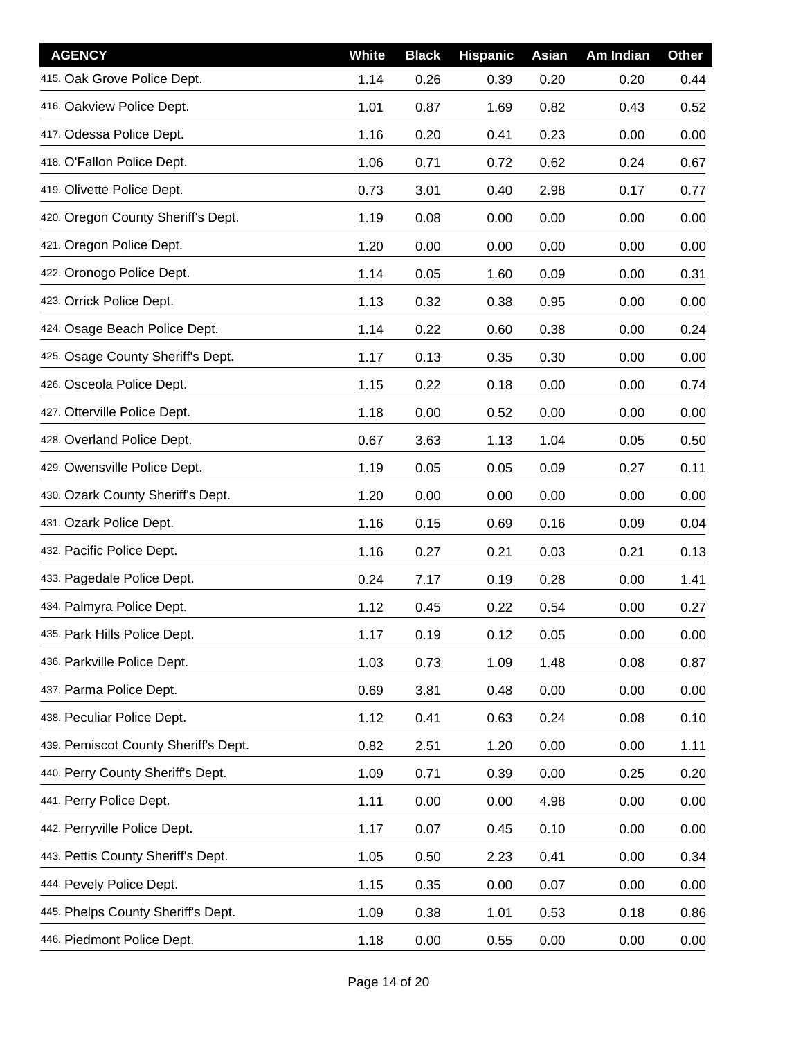| AGENCY | White | Black | Hispanic | Asian | Am Indian | Other |
|---|---|---|---|---|---|---|
| 415. Oak Grove Police Dept. | 1.14 | 0.26 | 0.39 | 0.20 | 0.20 | 0.44 |
| 416. Oakview Police Dept. | 1.01 | 0.87 | 1.69 | 0.82 | 0.43 | 0.52 |
| 417. Odessa Police Dept. | 1.16 | 0.20 | 0.41 | 0.23 | 0.00 | 0.00 |
| 418. O'Fallon Police Dept. | 1.06 | 0.71 | 0.72 | 0.62 | 0.24 | 0.67 |
| 419. Olivette Police Dept. | 0.73 | 3.01 | 0.40 | 2.98 | 0.17 | 0.77 |
| 420. Oregon County Sheriff's Dept. | 1.19 | 0.08 | 0.00 | 0.00 | 0.00 | 0.00 |
| 421. Oregon Police Dept. | 1.20 | 0.00 | 0.00 | 0.00 | 0.00 | 0.00 |
| 422. Oronogo Police Dept. | 1.14 | 0.05 | 1.60 | 0.09 | 0.00 | 0.31 |
| 423. Orrick Police Dept. | 1.13 | 0.32 | 0.38 | 0.95 | 0.00 | 0.00 |
| 424. Osage Beach Police Dept. | 1.14 | 0.22 | 0.60 | 0.38 | 0.00 | 0.24 |
| 425. Osage County Sheriff's Dept. | 1.17 | 0.13 | 0.35 | 0.30 | 0.00 | 0.00 |
| 426. Osceola Police Dept. | 1.15 | 0.22 | 0.18 | 0.00 | 0.00 | 0.74 |
| 427. Otterville Police Dept. | 1.18 | 0.00 | 0.52 | 0.00 | 0.00 | 0.00 |
| 428. Overland Police Dept. | 0.67 | 3.63 | 1.13 | 1.04 | 0.05 | 0.50 |
| 429. Owensville Police Dept. | 1.19 | 0.05 | 0.05 | 0.09 | 0.27 | 0.11 |
| 430. Ozark County Sheriff's Dept. | 1.20 | 0.00 | 0.00 | 0.00 | 0.00 | 0.00 |
| 431. Ozark Police Dept. | 1.16 | 0.15 | 0.69 | 0.16 | 0.09 | 0.04 |
| 432. Pacific Police Dept. | 1.16 | 0.27 | 0.21 | 0.03 | 0.21 | 0.13 |
| 433. Pagedale Police Dept. | 0.24 | 7.17 | 0.19 | 0.28 | 0.00 | 1.41 |
| 434. Palmyra Police Dept. | 1.12 | 0.45 | 0.22 | 0.54 | 0.00 | 0.27 |
| 435. Park Hills Police Dept. | 1.17 | 0.19 | 0.12 | 0.05 | 0.00 | 0.00 |
| 436. Parkville Police Dept. | 1.03 | 0.73 | 1.09 | 1.48 | 0.08 | 0.87 |
| 437. Parma Police Dept. | 0.69 | 3.81 | 0.48 | 0.00 | 0.00 | 0.00 |
| 438. Peculiar Police Dept. | 1.12 | 0.41 | 0.63 | 0.24 | 0.08 | 0.10 |
| 439. Pemiscot County Sheriff's Dept. | 0.82 | 2.51 | 1.20 | 0.00 | 0.00 | 1.11 |
| 440. Perry County Sheriff's Dept. | 1.09 | 0.71 | 0.39 | 0.00 | 0.25 | 0.20 |
| 441. Perry Police Dept. | 1.11 | 0.00 | 0.00 | 4.98 | 0.00 | 0.00 |
| 442. Perryville Police Dept. | 1.17 | 0.07 | 0.45 | 0.10 | 0.00 | 0.00 |
| 443. Pettis County Sheriff's Dept. | 1.05 | 0.50 | 2.23 | 0.41 | 0.00 | 0.34 |
| 444. Pevely Police Dept. | 1.15 | 0.35 | 0.00 | 0.07 | 0.00 | 0.00 |
| 445. Phelps County Sheriff's Dept. | 1.09 | 0.38 | 1.01 | 0.53 | 0.18 | 0.86 |
| 446. Piedmont Police Dept. | 1.18 | 0.00 | 0.55 | 0.00 | 0.00 | 0.00 |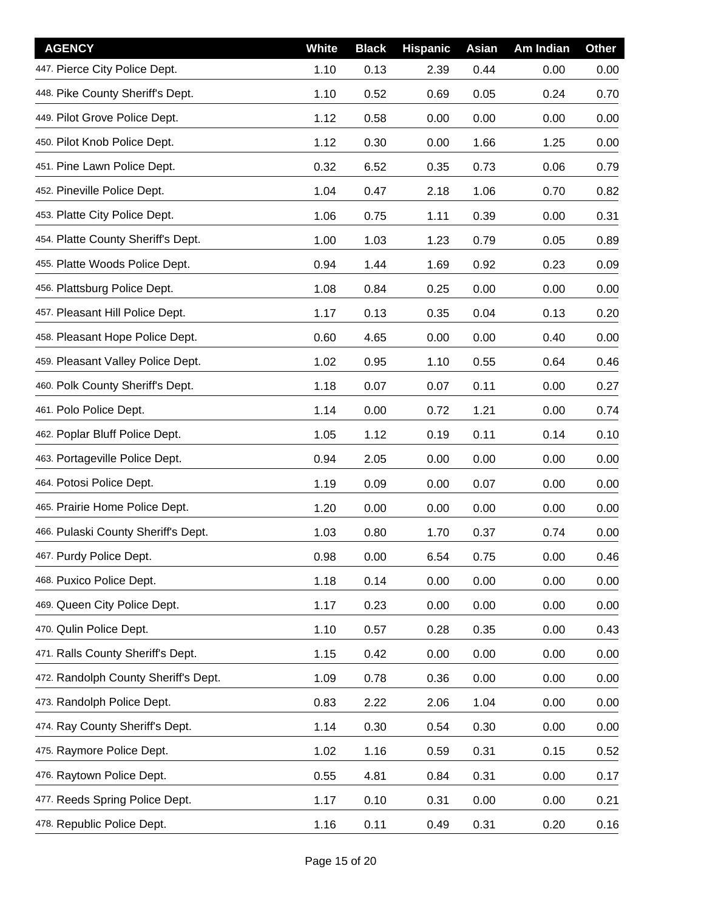| AGENCY | White | Black | Hispanic | Asian | Am Indian | Other |
|---|---|---|---|---|---|---|
| 447. Pierce City Police Dept. | 1.10 | 0.13 | 2.39 | 0.44 | 0.00 | 0.00 |
| 448. Pike County Sheriff's Dept. | 1.10 | 0.52 | 0.69 | 0.05 | 0.24 | 0.70 |
| 449. Pilot Grove Police Dept. | 1.12 | 0.58 | 0.00 | 0.00 | 0.00 | 0.00 |
| 450. Pilot Knob Police Dept. | 1.12 | 0.30 | 0.00 | 1.66 | 1.25 | 0.00 |
| 451. Pine Lawn Police Dept. | 0.32 | 6.52 | 0.35 | 0.73 | 0.06 | 0.79 |
| 452. Pineville Police Dept. | 1.04 | 0.47 | 2.18 | 1.06 | 0.70 | 0.82 |
| 453. Platte City Police Dept. | 1.06 | 0.75 | 1.11 | 0.39 | 0.00 | 0.31 |
| 454. Platte County Sheriff's Dept. | 1.00 | 1.03 | 1.23 | 0.79 | 0.05 | 0.89 |
| 455. Platte Woods Police Dept. | 0.94 | 1.44 | 1.69 | 0.92 | 0.23 | 0.09 |
| 456. Plattsburg Police Dept. | 1.08 | 0.84 | 0.25 | 0.00 | 0.00 | 0.00 |
| 457. Pleasant Hill Police Dept. | 1.17 | 0.13 | 0.35 | 0.04 | 0.13 | 0.20 |
| 458. Pleasant Hope Police Dept. | 0.60 | 4.65 | 0.00 | 0.00 | 0.40 | 0.00 |
| 459. Pleasant Valley Police Dept. | 1.02 | 0.95 | 1.10 | 0.55 | 0.64 | 0.46 |
| 460. Polk County Sheriff's Dept. | 1.18 | 0.07 | 0.07 | 0.11 | 0.00 | 0.27 |
| 461. Polo Police Dept. | 1.14 | 0.00 | 0.72 | 1.21 | 0.00 | 0.74 |
| 462. Poplar Bluff Police Dept. | 1.05 | 1.12 | 0.19 | 0.11 | 0.14 | 0.10 |
| 463. Portageville Police Dept. | 0.94 | 2.05 | 0.00 | 0.00 | 0.00 | 0.00 |
| 464. Potosi Police Dept. | 1.19 | 0.09 | 0.00 | 0.07 | 0.00 | 0.00 |
| 465. Prairie Home Police Dept. | 1.20 | 0.00 | 0.00 | 0.00 | 0.00 | 0.00 |
| 466. Pulaski County Sheriff's Dept. | 1.03 | 0.80 | 1.70 | 0.37 | 0.74 | 0.00 |
| 467. Purdy Police Dept. | 0.98 | 0.00 | 6.54 | 0.75 | 0.00 | 0.46 |
| 468. Puxico Police Dept. | 1.18 | 0.14 | 0.00 | 0.00 | 0.00 | 0.00 |
| 469. Queen City Police Dept. | 1.17 | 0.23 | 0.00 | 0.00 | 0.00 | 0.00 |
| 470. Qulin Police Dept. | 1.10 | 0.57 | 0.28 | 0.35 | 0.00 | 0.43 |
| 471. Ralls County Sheriff's Dept. | 1.15 | 0.42 | 0.00 | 0.00 | 0.00 | 0.00 |
| 472. Randolph County Sheriff's Dept. | 1.09 | 0.78 | 0.36 | 0.00 | 0.00 | 0.00 |
| 473. Randolph Police Dept. | 0.83 | 2.22 | 2.06 | 1.04 | 0.00 | 0.00 |
| 474. Ray County Sheriff's Dept. | 1.14 | 0.30 | 0.54 | 0.30 | 0.00 | 0.00 |
| 475. Raymore Police Dept. | 1.02 | 1.16 | 0.59 | 0.31 | 0.15 | 0.52 |
| 476. Raytown Police Dept. | 0.55 | 4.81 | 0.84 | 0.31 | 0.00 | 0.17 |
| 477. Reeds Spring Police Dept. | 1.17 | 0.10 | 0.31 | 0.00 | 0.00 | 0.21 |
| 478. Republic Police Dept. | 1.16 | 0.11 | 0.49 | 0.31 | 0.20 | 0.16 |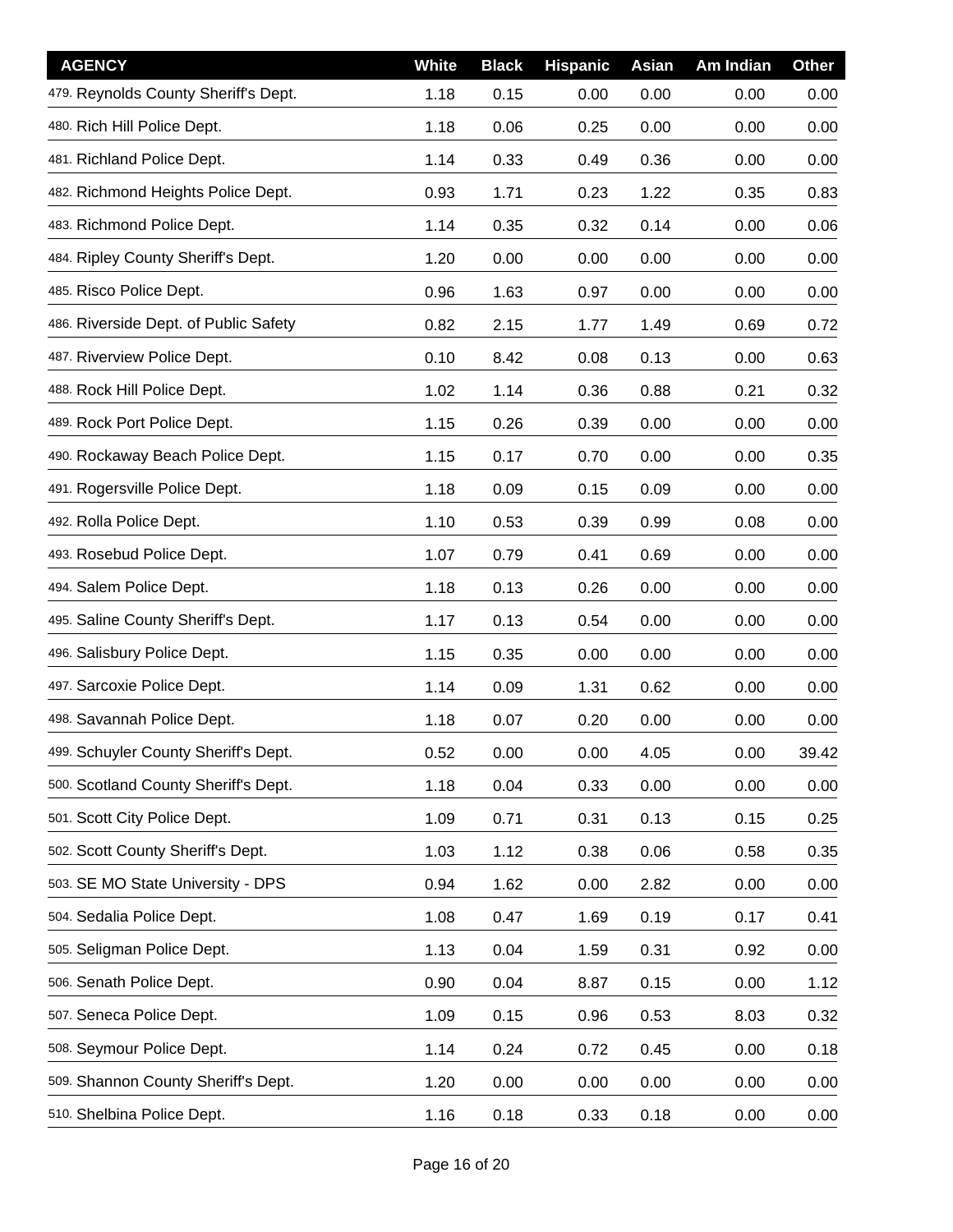| AGENCY | White | Black | Hispanic | Asian | Am Indian | Other |
|---|---|---|---|---|---|---|
| 479. Reynolds County Sheriff's Dept. | 1.18 | 0.15 | 0.00 | 0.00 | 0.00 | 0.00 |
| 480. Rich Hill Police Dept. | 1.18 | 0.06 | 0.25 | 0.00 | 0.00 | 0.00 |
| 481. Richland Police Dept. | 1.14 | 0.33 | 0.49 | 0.36 | 0.00 | 0.00 |
| 482. Richmond Heights Police Dept. | 0.93 | 1.71 | 0.23 | 1.22 | 0.35 | 0.83 |
| 483. Richmond Police Dept. | 1.14 | 0.35 | 0.32 | 0.14 | 0.00 | 0.06 |
| 484. Ripley County Sheriff's Dept. | 1.20 | 0.00 | 0.00 | 0.00 | 0.00 | 0.00 |
| 485. Risco Police Dept. | 0.96 | 1.63 | 0.97 | 0.00 | 0.00 | 0.00 |
| 486. Riverside Dept. of Public Safety | 0.82 | 2.15 | 1.77 | 1.49 | 0.69 | 0.72 |
| 487. Riverview Police Dept. | 0.10 | 8.42 | 0.08 | 0.13 | 0.00 | 0.63 |
| 488. Rock Hill Police Dept. | 1.02 | 1.14 | 0.36 | 0.88 | 0.21 | 0.32 |
| 489. Rock Port Police Dept. | 1.15 | 0.26 | 0.39 | 0.00 | 0.00 | 0.00 |
| 490. Rockaway Beach Police Dept. | 1.15 | 0.17 | 0.70 | 0.00 | 0.00 | 0.35 |
| 491. Rogersville Police Dept. | 1.18 | 0.09 | 0.15 | 0.09 | 0.00 | 0.00 |
| 492. Rolla Police Dept. | 1.10 | 0.53 | 0.39 | 0.99 | 0.08 | 0.00 |
| 493. Rosebud Police Dept. | 1.07 | 0.79 | 0.41 | 0.69 | 0.00 | 0.00 |
| 494. Salem Police Dept. | 1.18 | 0.13 | 0.26 | 0.00 | 0.00 | 0.00 |
| 495. Saline County Sheriff's Dept. | 1.17 | 0.13 | 0.54 | 0.00 | 0.00 | 0.00 |
| 496. Salisbury Police Dept. | 1.15 | 0.35 | 0.00 | 0.00 | 0.00 | 0.00 |
| 497. Sarcoxie Police Dept. | 1.14 | 0.09 | 1.31 | 0.62 | 0.00 | 0.00 |
| 498. Savannah Police Dept. | 1.18 | 0.07 | 0.20 | 0.00 | 0.00 | 0.00 |
| 499. Schuyler County Sheriff's Dept. | 0.52 | 0.00 | 0.00 | 4.05 | 0.00 | 39.42 |
| 500. Scotland County Sheriff's Dept. | 1.18 | 0.04 | 0.33 | 0.00 | 0.00 | 0.00 |
| 501. Scott City Police Dept. | 1.09 | 0.71 | 0.31 | 0.13 | 0.15 | 0.25 |
| 502. Scott County Sheriff's Dept. | 1.03 | 1.12 | 0.38 | 0.06 | 0.58 | 0.35 |
| 503. SE MO State University - DPS | 0.94 | 1.62 | 0.00 | 2.82 | 0.00 | 0.00 |
| 504. Sedalia Police Dept. | 1.08 | 0.47 | 1.69 | 0.19 | 0.17 | 0.41 |
| 505. Seligman Police Dept. | 1.13 | 0.04 | 1.59 | 0.31 | 0.92 | 0.00 |
| 506. Senath Police Dept. | 0.90 | 0.04 | 8.87 | 0.15 | 0.00 | 1.12 |
| 507. Seneca Police Dept. | 1.09 | 0.15 | 0.96 | 0.53 | 8.03 | 0.32 |
| 508. Seymour Police Dept. | 1.14 | 0.24 | 0.72 | 0.45 | 0.00 | 0.18 |
| 509. Shannon County Sheriff's Dept. | 1.20 | 0.00 | 0.00 | 0.00 | 0.00 | 0.00 |
| 510. Shelbina Police Dept. | 1.16 | 0.18 | 0.33 | 0.18 | 0.00 | 0.00 |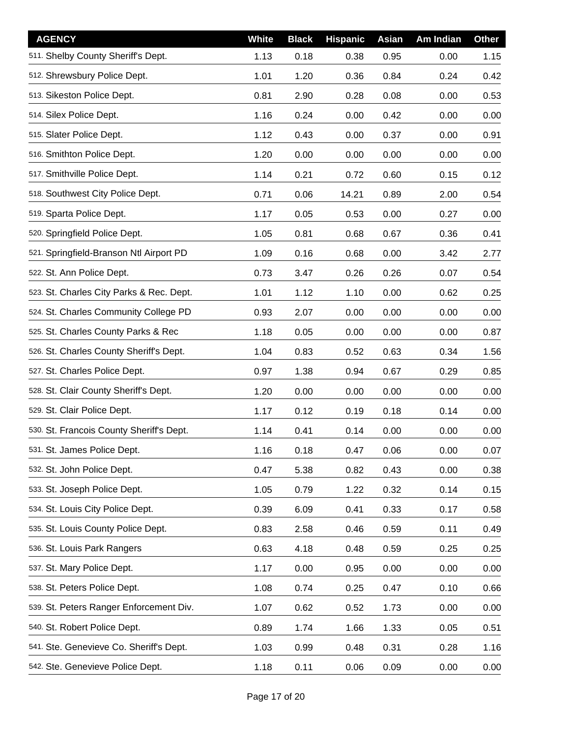| AGENCY | White | Black | Hispanic | Asian | Am Indian | Other |
|---|---|---|---|---|---|---|
| 511. Shelby County Sheriff's Dept. | 1.13 | 0.18 | 0.38 | 0.95 | 0.00 | 1.15 |
| 512. Shrewsbury Police Dept. | 1.01 | 1.20 | 0.36 | 0.84 | 0.24 | 0.42 |
| 513. Sikeston Police Dept. | 0.81 | 2.90 | 0.28 | 0.08 | 0.00 | 0.53 |
| 514. Silex Police Dept. | 1.16 | 0.24 | 0.00 | 0.42 | 0.00 | 0.00 |
| 515. Slater Police Dept. | 1.12 | 0.43 | 0.00 | 0.37 | 0.00 | 0.91 |
| 516. Smithton Police Dept. | 1.20 | 0.00 | 0.00 | 0.00 | 0.00 | 0.00 |
| 517. Smithville Police Dept. | 1.14 | 0.21 | 0.72 | 0.60 | 0.15 | 0.12 |
| 518. Southwest City Police Dept. | 0.71 | 0.06 | 14.21 | 0.89 | 2.00 | 0.54 |
| 519. Sparta Police Dept. | 1.17 | 0.05 | 0.53 | 0.00 | 0.27 | 0.00 |
| 520. Springfield Police Dept. | 1.05 | 0.81 | 0.68 | 0.67 | 0.36 | 0.41 |
| 521. Springfield-Branson Ntl Airport PD | 1.09 | 0.16 | 0.68 | 0.00 | 3.42 | 2.77 |
| 522. St. Ann Police Dept. | 0.73 | 3.47 | 0.26 | 0.26 | 0.07 | 0.54 |
| 523. St. Charles City Parks & Rec. Dept. | 1.01 | 1.12 | 1.10 | 0.00 | 0.62 | 0.25 |
| 524. St. Charles Community College PD | 0.93 | 2.07 | 0.00 | 0.00 | 0.00 | 0.00 |
| 525. St. Charles County Parks & Rec | 1.18 | 0.05 | 0.00 | 0.00 | 0.00 | 0.87 |
| 526. St. Charles County Sheriff's Dept. | 1.04 | 0.83 | 0.52 | 0.63 | 0.34 | 1.56 |
| 527. St. Charles Police Dept. | 0.97 | 1.38 | 0.94 | 0.67 | 0.29 | 0.85 |
| 528. St. Clair County Sheriff's Dept. | 1.20 | 0.00 | 0.00 | 0.00 | 0.00 | 0.00 |
| 529. St. Clair Police Dept. | 1.17 | 0.12 | 0.19 | 0.18 | 0.14 | 0.00 |
| 530. St. Francois County Sheriff's Dept. | 1.14 | 0.41 | 0.14 | 0.00 | 0.00 | 0.00 |
| 531. St. James Police Dept. | 1.16 | 0.18 | 0.47 | 0.06 | 0.00 | 0.07 |
| 532. St. John Police Dept. | 0.47 | 5.38 | 0.82 | 0.43 | 0.00 | 0.38 |
| 533. St. Joseph Police Dept. | 1.05 | 0.79 | 1.22 | 0.32 | 0.14 | 0.15 |
| 534. St. Louis City Police Dept. | 0.39 | 6.09 | 0.41 | 0.33 | 0.17 | 0.58 |
| 535. St. Louis County Police Dept. | 0.83 | 2.58 | 0.46 | 0.59 | 0.11 | 0.49 |
| 536. St. Louis Park Rangers | 0.63 | 4.18 | 0.48 | 0.59 | 0.25 | 0.25 |
| 537. St. Mary Police Dept. | 1.17 | 0.00 | 0.95 | 0.00 | 0.00 | 0.00 |
| 538. St. Peters Police Dept. | 1.08 | 0.74 | 0.25 | 0.47 | 0.10 | 0.66 |
| 539. St. Peters Ranger Enforcement Div. | 1.07 | 0.62 | 0.52 | 1.73 | 0.00 | 0.00 |
| 540. St. Robert Police Dept. | 0.89 | 1.74 | 1.66 | 1.33 | 0.05 | 0.51 |
| 541. Ste. Genevieve Co. Sheriff's Dept. | 1.03 | 0.99 | 0.48 | 0.31 | 0.28 | 1.16 |
| 542. Ste. Genevieve Police Dept. | 1.18 | 0.11 | 0.06 | 0.09 | 0.00 | 0.00 |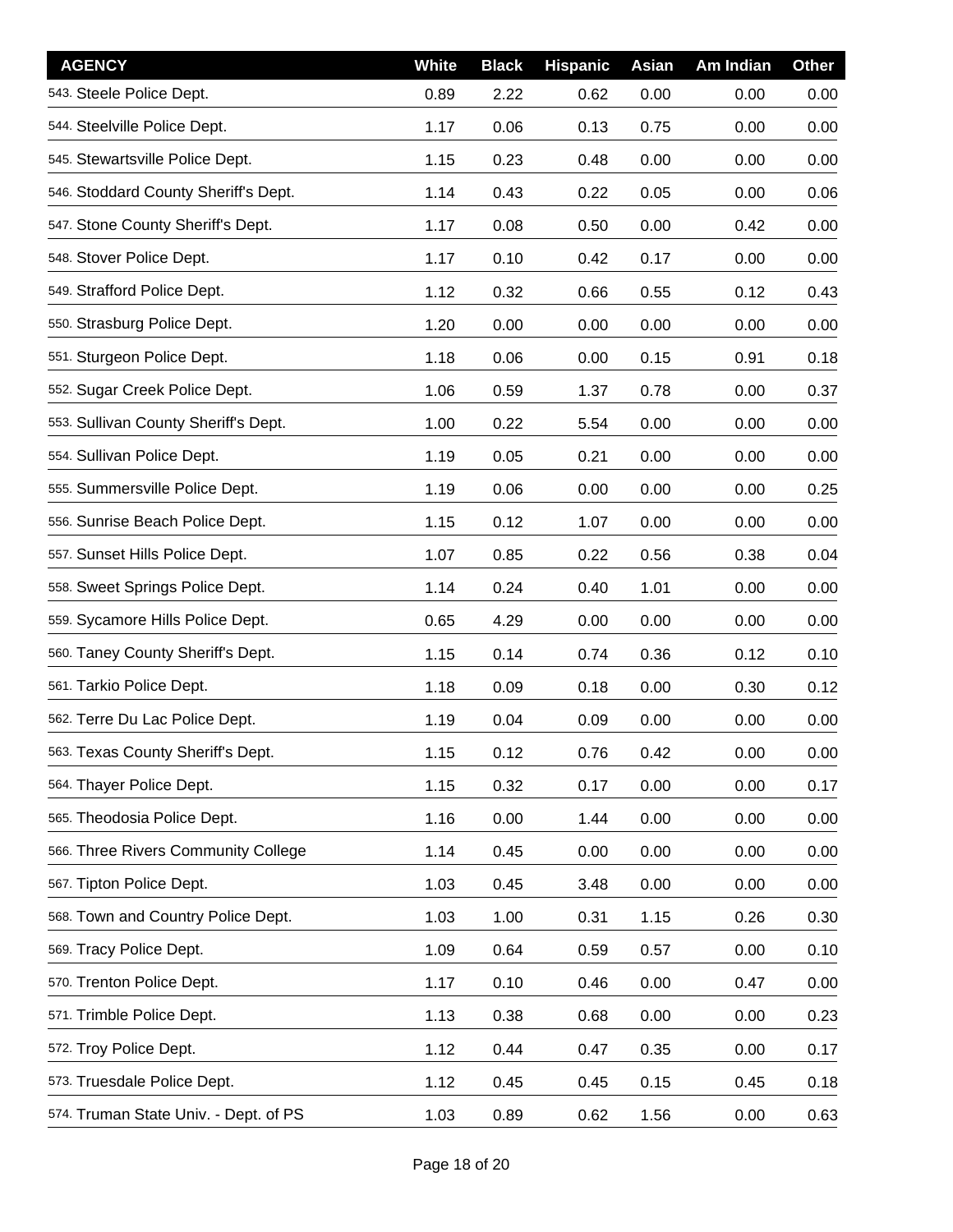| AGENCY | White | Black | Hispanic | Asian | Am Indian | Other |
|---|---|---|---|---|---|---|
| 543. Steele Police Dept. | 0.89 | 2.22 | 0.62 | 0.00 | 0.00 | 0.00 |
| 544. Steelville Police Dept. | 1.17 | 0.06 | 0.13 | 0.75 | 0.00 | 0.00 |
| 545. Stewartsville Police Dept. | 1.15 | 0.23 | 0.48 | 0.00 | 0.00 | 0.00 |
| 546. Stoddard County Sheriff's Dept. | 1.14 | 0.43 | 0.22 | 0.05 | 0.00 | 0.06 |
| 547. Stone County Sheriff's Dept. | 1.17 | 0.08 | 0.50 | 0.00 | 0.42 | 0.00 |
| 548. Stover Police Dept. | 1.17 | 0.10 | 0.42 | 0.17 | 0.00 | 0.00 |
| 549. Strafford Police Dept. | 1.12 | 0.32 | 0.66 | 0.55 | 0.12 | 0.43 |
| 550. Strasburg Police Dept. | 1.20 | 0.00 | 0.00 | 0.00 | 0.00 | 0.00 |
| 551. Sturgeon Police Dept. | 1.18 | 0.06 | 0.00 | 0.15 | 0.91 | 0.18 |
| 552. Sugar Creek Police Dept. | 1.06 | 0.59 | 1.37 | 0.78 | 0.00 | 0.37 |
| 553. Sullivan County Sheriff's Dept. | 1.00 | 0.22 | 5.54 | 0.00 | 0.00 | 0.00 |
| 554. Sullivan Police Dept. | 1.19 | 0.05 | 0.21 | 0.00 | 0.00 | 0.00 |
| 555. Summersville Police Dept. | 1.19 | 0.06 | 0.00 | 0.00 | 0.00 | 0.25 |
| 556. Sunrise Beach Police Dept. | 1.15 | 0.12 | 1.07 | 0.00 | 0.00 | 0.00 |
| 557. Sunset Hills Police Dept. | 1.07 | 0.85 | 0.22 | 0.56 | 0.38 | 0.04 |
| 558. Sweet Springs Police Dept. | 1.14 | 0.24 | 0.40 | 1.01 | 0.00 | 0.00 |
| 559. Sycamore Hills Police Dept. | 0.65 | 4.29 | 0.00 | 0.00 | 0.00 | 0.00 |
| 560. Taney County Sheriff's Dept. | 1.15 | 0.14 | 0.74 | 0.36 | 0.12 | 0.10 |
| 561. Tarkio Police Dept. | 1.18 | 0.09 | 0.18 | 0.00 | 0.30 | 0.12 |
| 562. Terre Du Lac Police Dept. | 1.19 | 0.04 | 0.09 | 0.00 | 0.00 | 0.00 |
| 563. Texas County Sheriff's Dept. | 1.15 | 0.12 | 0.76 | 0.42 | 0.00 | 0.00 |
| 564. Thayer Police Dept. | 1.15 | 0.32 | 0.17 | 0.00 | 0.00 | 0.17 |
| 565. Theodosia Police Dept. | 1.16 | 0.00 | 1.44 | 0.00 | 0.00 | 0.00 |
| 566. Three Rivers Community College | 1.14 | 0.45 | 0.00 | 0.00 | 0.00 | 0.00 |
| 567. Tipton Police Dept. | 1.03 | 0.45 | 3.48 | 0.00 | 0.00 | 0.00 |
| 568. Town and Country Police Dept. | 1.03 | 1.00 | 0.31 | 1.15 | 0.26 | 0.30 |
| 569. Tracy Police Dept. | 1.09 | 0.64 | 0.59 | 0.57 | 0.00 | 0.10 |
| 570. Trenton Police Dept. | 1.17 | 0.10 | 0.46 | 0.00 | 0.47 | 0.00 |
| 571. Trimble Police Dept. | 1.13 | 0.38 | 0.68 | 0.00 | 0.00 | 0.23 |
| 572. Troy Police Dept. | 1.12 | 0.44 | 0.47 | 0.35 | 0.00 | 0.17 |
| 573. Truesdale Police Dept. | 1.12 | 0.45 | 0.45 | 0.15 | 0.45 | 0.18 |
| 574. Truman State Univ. - Dept. of PS | 1.03 | 0.89 | 0.62 | 1.56 | 0.00 | 0.63 |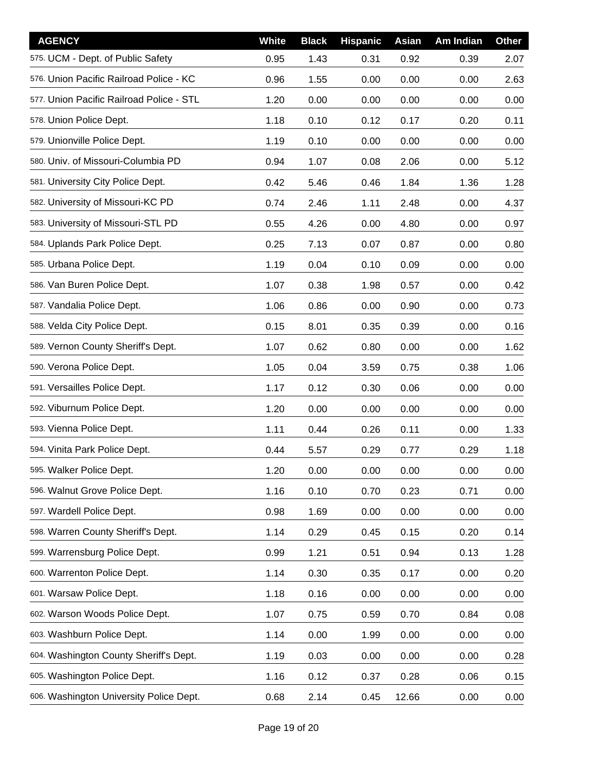| AGENCY | White | Black | Hispanic | Asian | Am Indian | Other |
|---|---|---|---|---|---|---|
| 575. UCM - Dept. of Public Safety | 0.95 | 1.43 | 0.31 | 0.92 | 0.39 | 2.07 |
| 576. Union Pacific Railroad Police - KC | 0.96 | 1.55 | 0.00 | 0.00 | 0.00 | 2.63 |
| 577. Union Pacific Railroad Police - STL | 1.20 | 0.00 | 0.00 | 0.00 | 0.00 | 0.00 |
| 578. Union Police Dept. | 1.18 | 0.10 | 0.12 | 0.17 | 0.20 | 0.11 |
| 579. Unionville Police Dept. | 1.19 | 0.10 | 0.00 | 0.00 | 0.00 | 0.00 |
| 580. Univ. of Missouri-Columbia PD | 0.94 | 1.07 | 0.08 | 2.06 | 0.00 | 5.12 |
| 581. University City Police Dept. | 0.42 | 5.46 | 0.46 | 1.84 | 1.36 | 1.28 |
| 582. University of Missouri-KC PD | 0.74 | 2.46 | 1.11 | 2.48 | 0.00 | 4.37 |
| 583. University of Missouri-STL PD | 0.55 | 4.26 | 0.00 | 4.80 | 0.00 | 0.97 |
| 584. Uplands Park Police Dept. | 0.25 | 7.13 | 0.07 | 0.87 | 0.00 | 0.80 |
| 585. Urbana Police Dept. | 1.19 | 0.04 | 0.10 | 0.09 | 0.00 | 0.00 |
| 586. Van Buren Police Dept. | 1.07 | 0.38 | 1.98 | 0.57 | 0.00 | 0.42 |
| 587. Vandalia Police Dept. | 1.06 | 0.86 | 0.00 | 0.90 | 0.00 | 0.73 |
| 588. Velda City Police Dept. | 0.15 | 8.01 | 0.35 | 0.39 | 0.00 | 0.16 |
| 589. Vernon County Sheriff's Dept. | 1.07 | 0.62 | 0.80 | 0.00 | 0.00 | 1.62 |
| 590. Verona Police Dept. | 1.05 | 0.04 | 3.59 | 0.75 | 0.38 | 1.06 |
| 591. Versailles Police Dept. | 1.17 | 0.12 | 0.30 | 0.06 | 0.00 | 0.00 |
| 592. Viburnum Police Dept. | 1.20 | 0.00 | 0.00 | 0.00 | 0.00 | 0.00 |
| 593. Vienna Police Dept. | 1.11 | 0.44 | 0.26 | 0.11 | 0.00 | 1.33 |
| 594. Vinita Park Police Dept. | 0.44 | 5.57 | 0.29 | 0.77 | 0.29 | 1.18 |
| 595. Walker Police Dept. | 1.20 | 0.00 | 0.00 | 0.00 | 0.00 | 0.00 |
| 596. Walnut Grove Police Dept. | 1.16 | 0.10 | 0.70 | 0.23 | 0.71 | 0.00 |
| 597. Wardell Police Dept. | 0.98 | 1.69 | 0.00 | 0.00 | 0.00 | 0.00 |
| 598. Warren County Sheriff's Dept. | 1.14 | 0.29 | 0.45 | 0.15 | 0.20 | 0.14 |
| 599. Warrensburg Police Dept. | 0.99 | 1.21 | 0.51 | 0.94 | 0.13 | 1.28 |
| 600. Warrenton Police Dept. | 1.14 | 0.30 | 0.35 | 0.17 | 0.00 | 0.20 |
| 601. Warsaw Police Dept. | 1.18 | 0.16 | 0.00 | 0.00 | 0.00 | 0.00 |
| 602. Warson Woods Police Dept. | 1.07 | 0.75 | 0.59 | 0.70 | 0.84 | 0.08 |
| 603. Washburn Police Dept. | 1.14 | 0.00 | 1.99 | 0.00 | 0.00 | 0.00 |
| 604. Washington County Sheriff's Dept. | 1.19 | 0.03 | 0.00 | 0.00 | 0.00 | 0.28 |
| 605. Washington Police Dept. | 1.16 | 0.12 | 0.37 | 0.28 | 0.06 | 0.15 |
| 606. Washington University Police Dept. | 0.68 | 2.14 | 0.45 | 12.66 | 0.00 | 0.00 |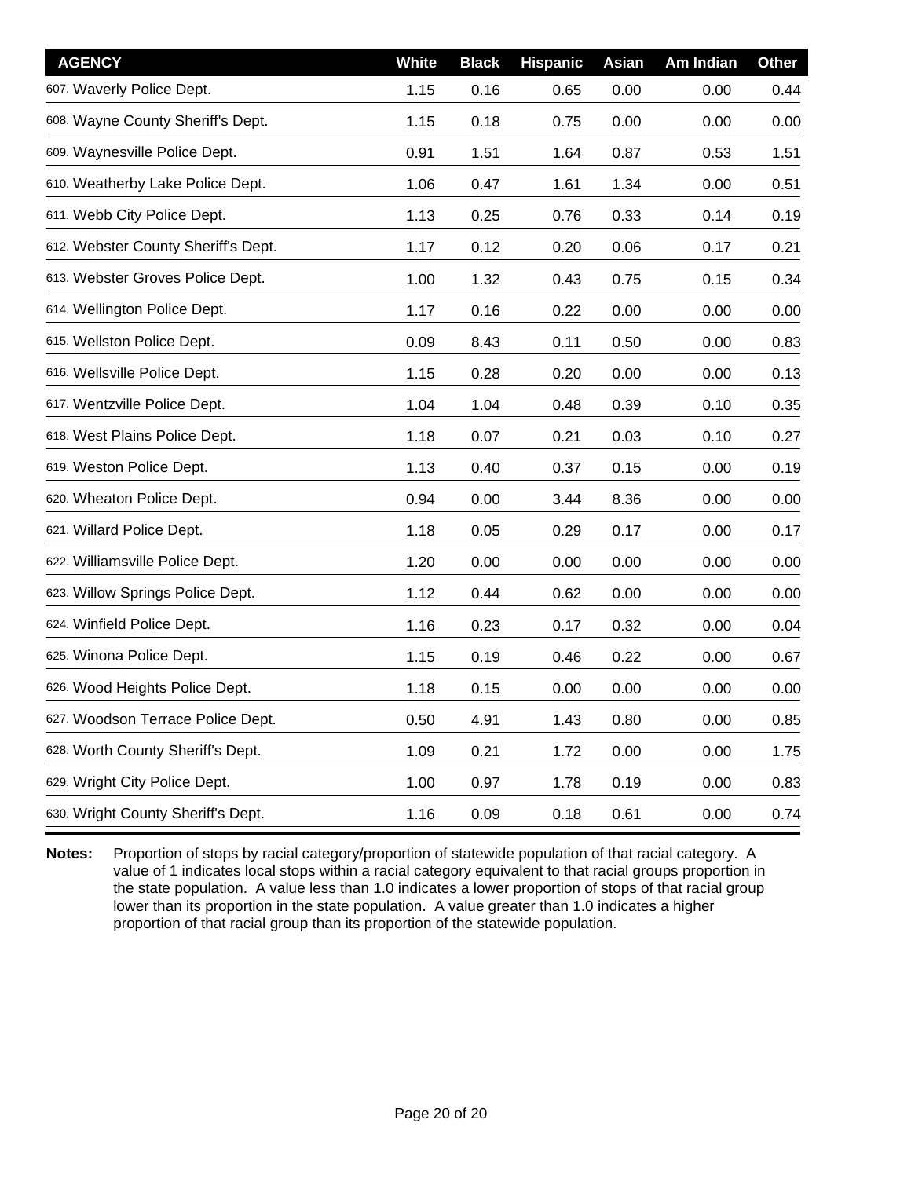| AGENCY | White | Black | Hispanic | Asian | Am Indian | Other |
|---|---|---|---|---|---|---|
| 607. Waverly Police Dept. | 1.15 | 0.16 | 0.65 | 0.00 | 0.00 | 0.44 |
| 608. Wayne County Sheriff's Dept. | 1.15 | 0.18 | 0.75 | 0.00 | 0.00 | 0.00 |
| 609. Waynesville Police Dept. | 0.91 | 1.51 | 1.64 | 0.87 | 0.53 | 1.51 |
| 610. Weatherby Lake Police Dept. | 1.06 | 0.47 | 1.61 | 1.34 | 0.00 | 0.51 |
| 611. Webb City Police Dept. | 1.13 | 0.25 | 0.76 | 0.33 | 0.14 | 0.19 |
| 612. Webster County Sheriff's Dept. | 1.17 | 0.12 | 0.20 | 0.06 | 0.17 | 0.21 |
| 613. Webster Groves Police Dept. | 1.00 | 1.32 | 0.43 | 0.75 | 0.15 | 0.34 |
| 614. Wellington Police Dept. | 1.17 | 0.16 | 0.22 | 0.00 | 0.00 | 0.00 |
| 615. Wellston Police Dept. | 0.09 | 8.43 | 0.11 | 0.50 | 0.00 | 0.83 |
| 616. Wellsville Police Dept. | 1.15 | 0.28 | 0.20 | 0.00 | 0.00 | 0.13 |
| 617. Wentzville Police Dept. | 1.04 | 1.04 | 0.48 | 0.39 | 0.10 | 0.35 |
| 618. West Plains Police Dept. | 1.18 | 0.07 | 0.21 | 0.03 | 0.10 | 0.27 |
| 619. Weston Police Dept. | 1.13 | 0.40 | 0.37 | 0.15 | 0.00 | 0.19 |
| 620. Wheaton Police Dept. | 0.94 | 0.00 | 3.44 | 8.36 | 0.00 | 0.00 |
| 621. Willard Police Dept. | 1.18 | 0.05 | 0.29 | 0.17 | 0.00 | 0.17 |
| 622. Williamsville Police Dept. | 1.20 | 0.00 | 0.00 | 0.00 | 0.00 | 0.00 |
| 623. Willow Springs Police Dept. | 1.12 | 0.44 | 0.62 | 0.00 | 0.00 | 0.00 |
| 624. Winfield Police Dept. | 1.16 | 0.23 | 0.17 | 0.32 | 0.00 | 0.04 |
| 625. Winona Police Dept. | 1.15 | 0.19 | 0.46 | 0.22 | 0.00 | 0.67 |
| 626. Wood Heights Police Dept. | 1.18 | 0.15 | 0.00 | 0.00 | 0.00 | 0.00 |
| 627. Woodson Terrace Police Dept. | 0.50 | 4.91 | 1.43 | 0.80 | 0.00 | 0.85 |
| 628. Worth County Sheriff's Dept. | 1.09 | 0.21 | 1.72 | 0.00 | 0.00 | 1.75 |
| 629. Wright City Police Dept. | 1.00 | 0.97 | 1.78 | 0.19 | 0.00 | 0.83 |
| 630. Wright County Sheriff's Dept. | 1.16 | 0.09 | 0.18 | 0.61 | 0.00 | 0.74 |

**Notes:** Proportion of stops by racial category/proportion of statewide population of that racial category. A value of 1 indicates local stops within a racial category equivalent to that racial groups proportion in the state population. A value less than 1.0 indicates a lower proportion of stops of that racial group lower than its proportion in the state population. A value greater than 1.0 indicates a higher proportion of that racial group than its proportion of the statewide population.